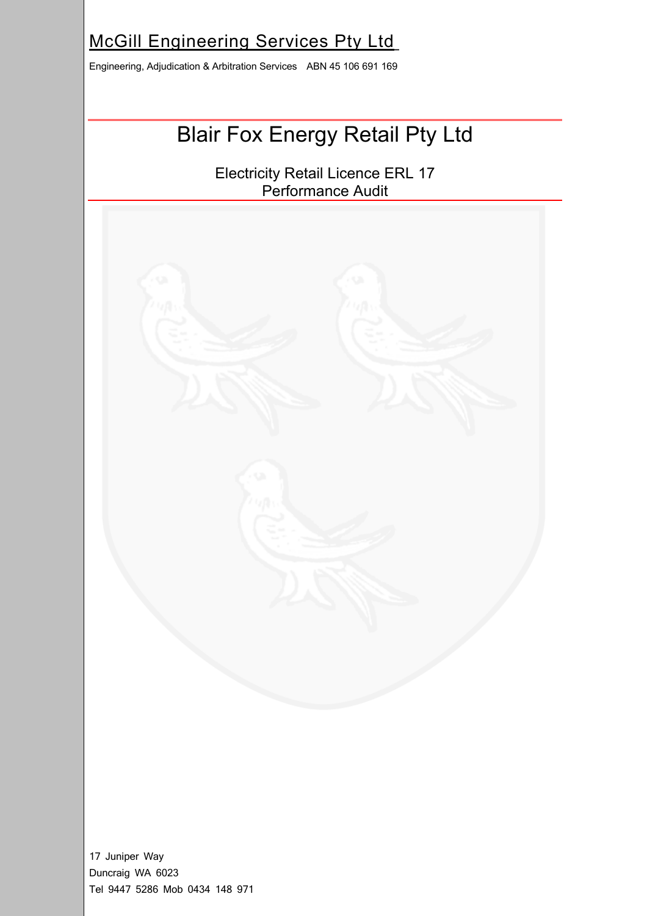McGill Engineering Services Pty Ltd

Engineering, Adjudication & Arbitration Services ABN 45 106 691 169

# Blair Fox Energy Retail Pty Ltd

Electricity Retail Licence ERL 17
Performance Audit

17 Juniper Way
Duncraig WA 6023
Tel 9447 5286 Mob 0434 148 971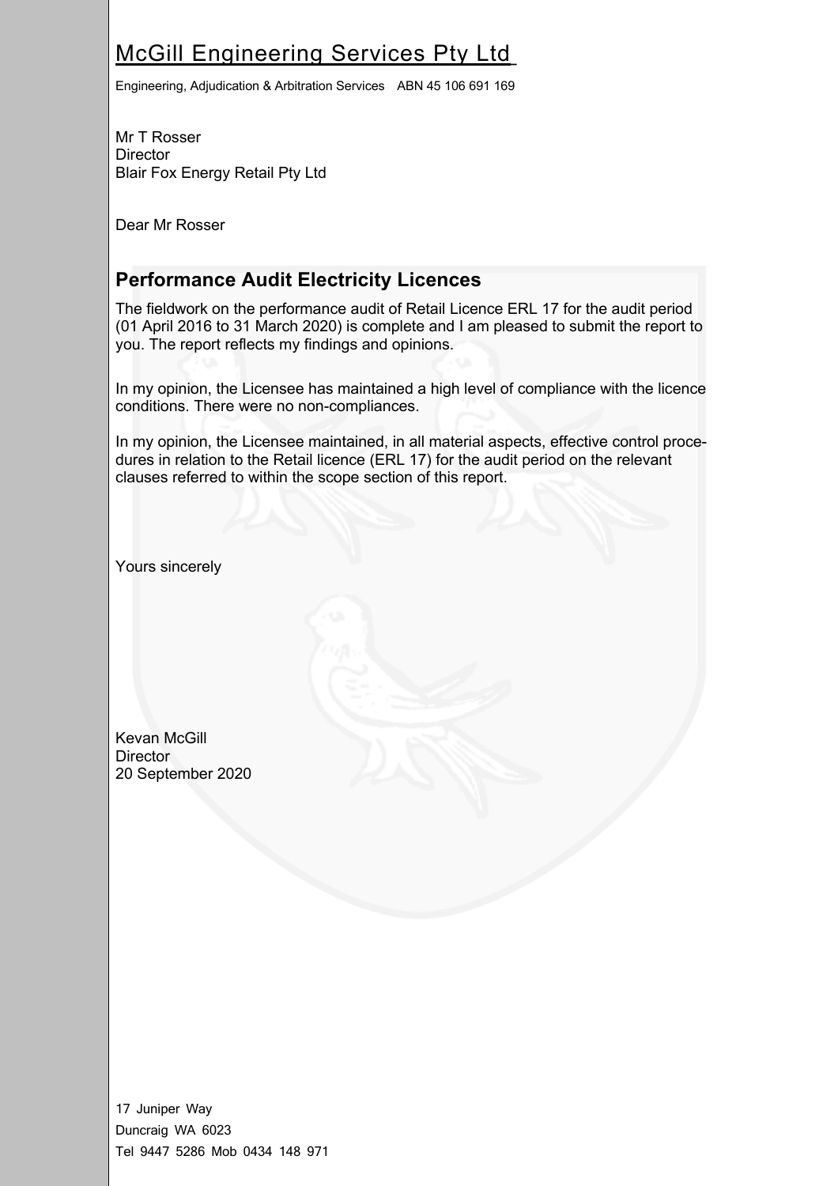# McGill Engineering Services Pty Ltd

Engineering, Adjudication & Arbitration Services ABN 45 106 691 169

Mr T Rosser
Director
Blair Fox Energy Retail Pty Ltd

Dear Mr Rosser

## Performance Audit Electricity Licences

The fieldwork on the performance audit of Retail Licence ERL 17 for the audit period (01 April 2016 to 31 March 2020) is complete and I am pleased to submit the report to you. The report reflects my findings and opinions.

In my opinion, the Licensee has maintained a high level of compliance with the licence conditions. There were no non-compliances.

In my opinion, the Licensee maintained, in all material aspects, effective control procedures in relation to the Retail licence (ERL 17) for the audit period on the relevant clauses referred to within the scope section of this report.

Yours sincerely

Kevan McGill
Director
20 September 2020

17 Juniper Way
Duncraig WA 6023
Tel 9447 5286 Mob 0434 148 971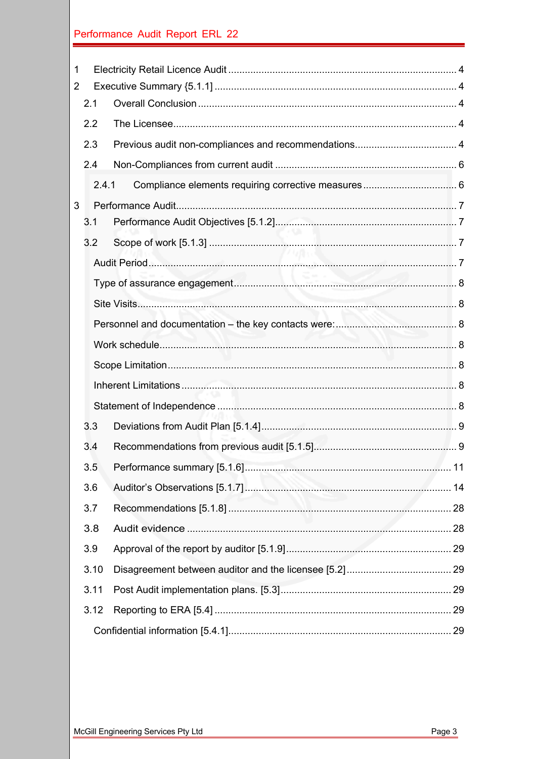1 Electricity Retail Licence Audit .... 4

2 Executive Summary {5.1.1} .... 4

2.1 Overall Conclusion .... 4

2.2 The Licensee .... 4

2.3 Previous audit non-compliances and recommendations .... 4

2.4 Non-Compliances from current audit .... 6

2.4.1 Compliance elements requiring corrective measures .... 6

3 Performance Audit .... 7

3.1 Performance Audit Objectives [5.1.2] .... 7

3.2 Scope of work [5.1.3] .... 7

Audit Period .... 7

Type of assurance engagement .... 8

Site Visits .... 8

Personnel and documentation – the key contacts were: .... 8

Work schedule .... 8

Scope Limitation .... 8

Inherent Limitations .... 8

Statement of Independence .... 8

3.3 Deviations from Audit Plan [5.1.4] .... 9

3.4 Recommendations from previous audit [5.1.5] .... 9

3.5 Performance summary [5.1.6] .... 11

3.6 Auditor's Observations [5.1.7] .... 14

3.7 Recommendations [5.1.8] .... 28

3.8 Audit evidence .... 28

3.9 Approval of the report by auditor [5.1.9] .... 29

3.10 Disagreement between auditor and the licensee [5.2] .... 29

3.11 Post Audit implementation plans. [5.3] .... 29

3.12 Reporting to ERA [5.4] .... 29

Confidential information [5.4.1] .... 29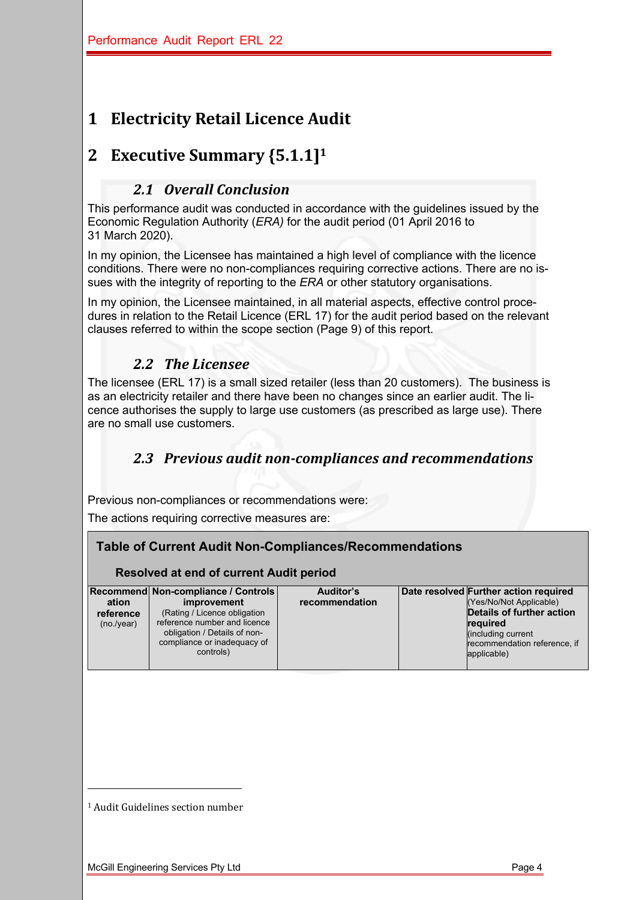# 1 Electricity Retail Licence Audit

# 2 Executive Summary {5.1.1][1]

## 2.1 Overall Conclusion

This performance audit was conducted in accordance with the guidelines issued by the Economic Regulation Authority (*ERA)* for the audit period (01 April 2016 to 31 March 2020).

In my opinion, the Licensee has maintained a high level of compliance with the licence conditions. There were no non-compliances requiring corrective actions. There are no issues with the integrity of reporting to the *ERA* or other statutory organisations.

In my opinion, the Licensee maintained, in all material aspects, effective control procedures in relation to the Retail Licence (ERL 17) for the audit period based on the relevant clauses referred to within the scope section (Page 9) of this report.

## 2.2 The Licensee

The licensee (ERL 17) is a small sized retailer (less than 20 customers). The business is as an electricity retailer and there have been no changes since an earlier audit. The licence authorises the supply to large use customers (as prescribed as large use). There are no small use customers.

## 2.3 Previous audit non-compliances and recommendations

Previous non-compliances or recommendations were:

The actions requiring corrective measures are:

**Table of Current Audit Non-Compliances/Recommendations**

**Resolved at end of current Audit period**

| **Recommendation reference** (no./year) | **Non-compliance / Controls improvement** (Rating / Licence obligation reference number and licence obligation / Details of non-compliance or inadequacy of controls) | **Auditor's recommendation** | **Date resolved** | **Further action required** (Yes/No/Not Applicable) **Details of further action required** (including current recommendation reference, if applicable) |
|---|---|---|---|---|

[1] Audit Guidelines section number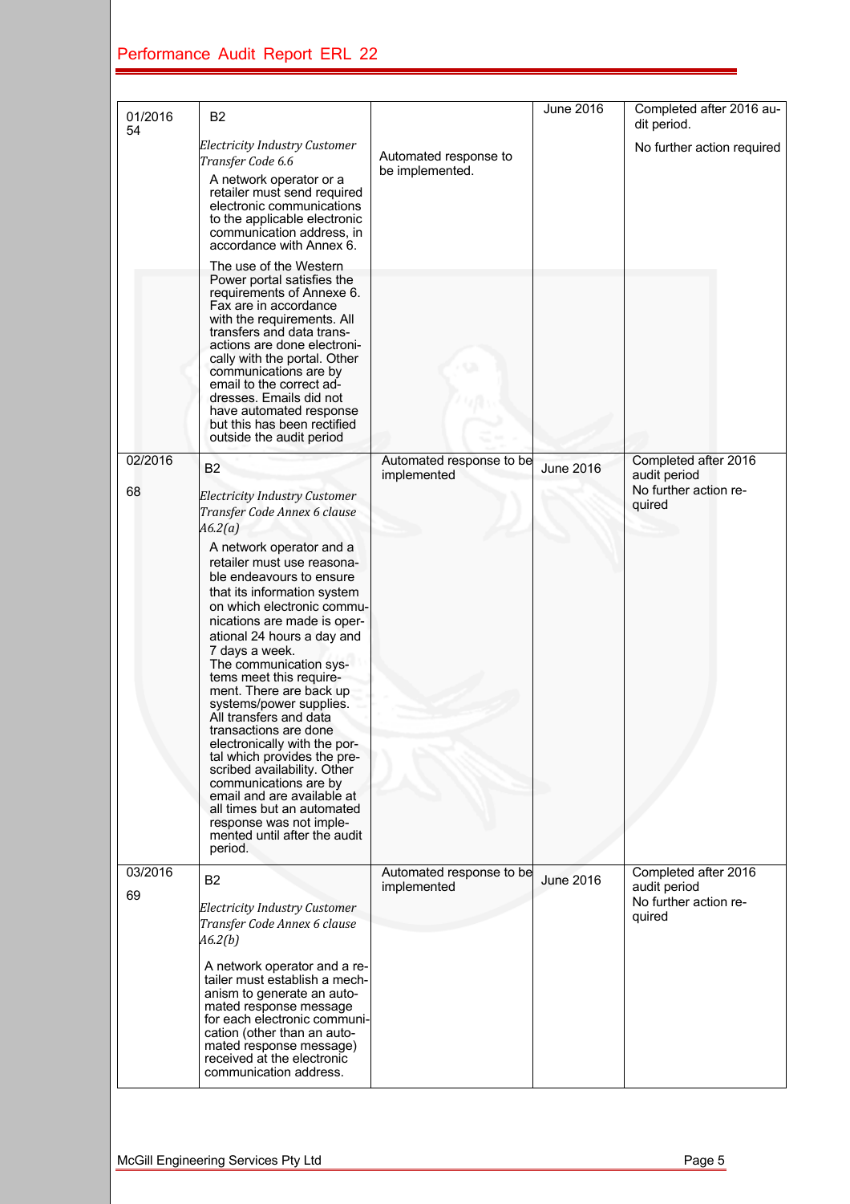| | | | | |
|---|---|---|---|---|
| 01/2016<br>54 | B2<br>*Electricity Industry Customer Transfer Code 6.6*<br>A network operator or a retailer must send required electronic communications to the applicable electronic communication address, in accordance with Annex 6.<br>The use of the Western Power portal satisfies the requirements of Annexe 6. Fax are in accordance with the requirements. All transfers and data transactions are done electronically with the portal. Other communications are by email to the correct addresses. Emails did not have automated response but this has been rectified outside the audit period | Automated response to be implemented. | June 2016 | Completed after 2016 audit period.<br>No further action required |
| 02/2016<br>68 | B2<br>*Electricity Industry Customer Transfer Code Annex 6 clause A6.2(a)*<br>A network operator and a retailer must use reasonable endeavours to ensure that its information system on which electronic communications are made is operational 24 hours a day and 7 days a week.<br>The communication systems meet this requirement. There are back up systems/power supplies. All transfers and data transactions are done electronically with the portal which provides the prescribed availability. Other communications are by email and are available at all times but an automated response was not implemented until after the audit period. | Automated response to be implemented | June 2016 | Completed after 2016 audit period<br>No further action required |
| 03/2016<br>69 | B2<br>*Electricity Industry Customer Transfer Code Annex 6 clause A6.2(b)*<br>A network operator and a retailer must establish a mechanism to generate an automated response message for each electronic communication (other than an automated response message) received at the electronic communication address. | Automated response to be implemented | June 2016 | Completed after 2016 audit period<br>No further action required |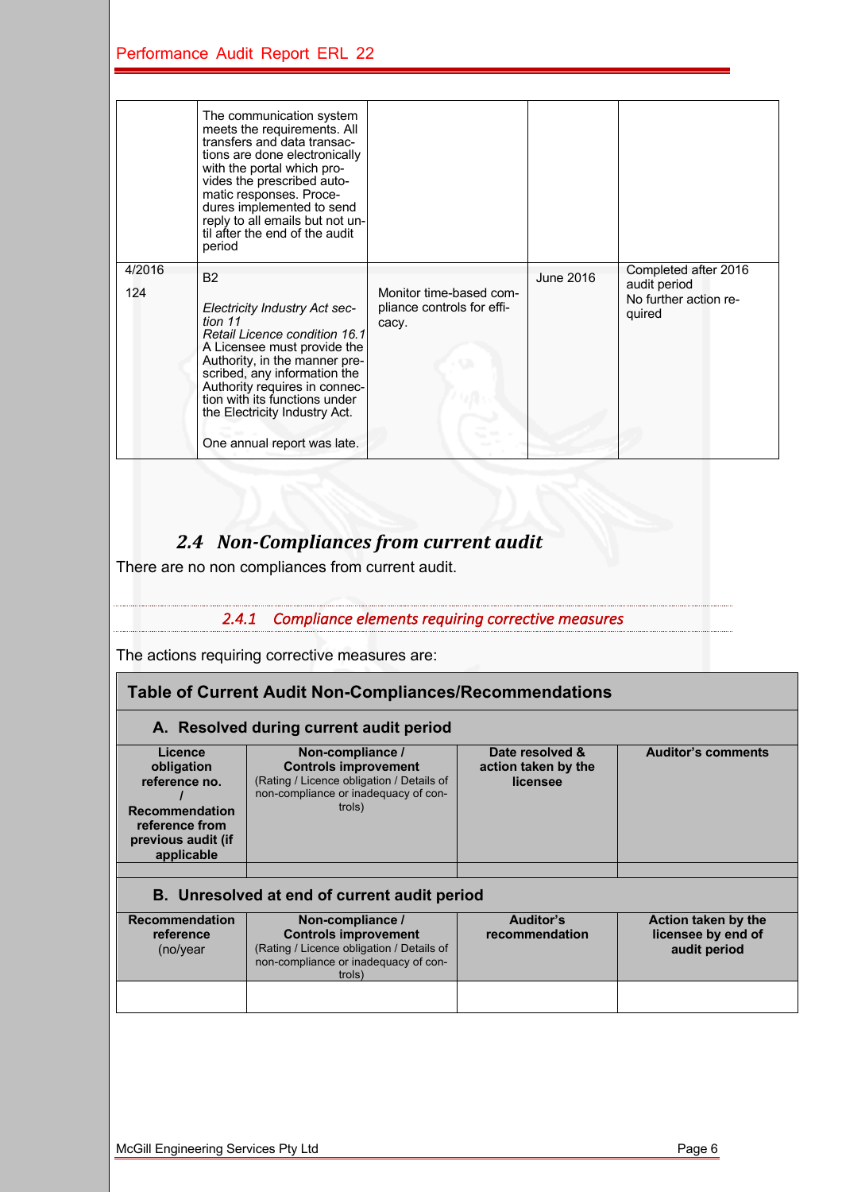| | The communication system meets the requirements. All transfers and data transactions are done electronically with the portal which provides the prescribed automatic responses. Procedures implemented to send reply to all emails but not until after the end of the audit period | | | |
|---|---|---|---|---|
| 4/2016<br>124 | B2<br><br>*Electricity Industry Act section 11*<br>*Retail Licence condition 16.1*<br>A Licensee must provide the Authority, in the manner prescribed, any information the Authority requires in connection with its functions under the Electricity Industry Act.<br><br>One annual report was late. | Monitor time-based compliance controls for efficacy. | June 2016 | Completed after 2016 audit period<br>No further action required |

## *2.4 Non-Compliances from current audit*

There are no non compliances from current audit.

### *2.4.1 Compliance elements requiring corrective measures*

The actions requiring corrective measures are:

**Table of Current Audit Non-Compliances/Recommendations**

**A. Resolved during current audit period**

| Licence obligation reference no. / Recommendation reference from previous audit (if applicable) | Non-compliance / Controls improvement (Rating / Licence obligation / Details of non-compliance or inadequacy of controls) | Date resolved & action taken by the licensee | Auditor's comments |
|---|---|---|---|
| | | | |

**B. Unresolved at end of current audit period**

| Recommendation reference (no/year | Non-compliance / Controls improvement (Rating / Licence obligation / Details of non-compliance or inadequacy of controls) | Auditor's recommendation | Action taken by the licensee by end of audit period |
|---|---|---|---|
| | | | |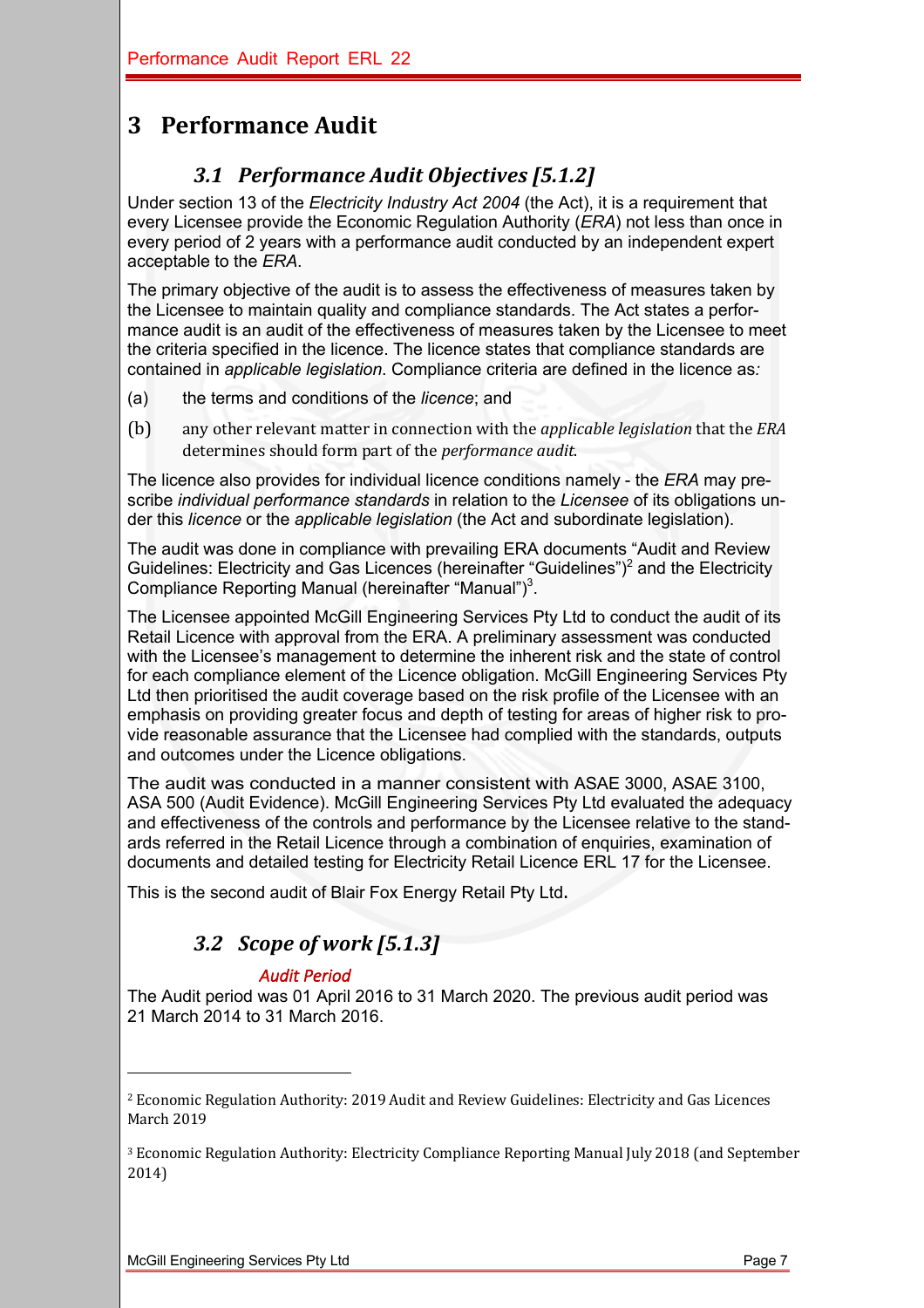# 3 Performance Audit

## 3.1 Performance Audit Objectives [5.1.2]

Under section 13 of the *Electricity Industry Act 2004* (the Act), it is a requirement that every Licensee provide the Economic Regulation Authority (*ERA*) not less than once in every period of 2 years with a performance audit conducted by an independent expert acceptable to the *ERA*.

The primary objective of the audit is to assess the effectiveness of measures taken by the Licensee to maintain quality and compliance standards. The Act states a performance audit is an audit of the effectiveness of measures taken by the Licensee to meet the criteria specified in the licence. The licence states that compliance standards are contained in *applicable legislation*. Compliance criteria are defined in the licence as*:*

(a) the terms and conditions of the *licence*; and

(b) any other relevant matter in connection with the *applicable legislation* that the *ERA* determines should form part of the *performance audit*.

The licence also provides for individual licence conditions namely - the *ERA* may prescribe *individual performance standards* in relation to the *Licensee* of its obligations under this *licence* or the *applicable legislation* (the Act and subordinate legislation).

The audit was done in compliance with prevailing ERA documents "Audit and Review Guidelines: Electricity and Gas Licences (hereinafter "Guidelines")[2] and the Electricity Compliance Reporting Manual (hereinafter "Manual")[3].

The Licensee appointed McGill Engineering Services Pty Ltd to conduct the audit of its Retail Licence with approval from the ERA. A preliminary assessment was conducted with the Licensee's management to determine the inherent risk and the state of control for each compliance element of the Licence obligation. McGill Engineering Services Pty Ltd then prioritised the audit coverage based on the risk profile of the Licensee with an emphasis on providing greater focus and depth of testing for areas of higher risk to provide reasonable assurance that the Licensee had complied with the standards, outputs and outcomes under the Licence obligations.

The audit was conducted in a manner consistent with ASAE 3000, ASAE 3100, ASA 500 (Audit Evidence). McGill Engineering Services Pty Ltd evaluated the adequacy and effectiveness of the controls and performance by the Licensee relative to the standards referred in the Retail Licence through a combination of enquiries, examination of documents and detailed testing for Electricity Retail Licence ERL 17 for the Licensee.

This is the second audit of Blair Fox Energy Retail Pty Ltd.

## 3.2 Scope of work [5.1.3]

### *Audit Period*

The Audit period was 01 April 2016 to 31 March 2020. The previous audit period was 21 March 2014 to 31 March 2016.

---

[2] Economic Regulation Authority: 2019 Audit and Review Guidelines: Electricity and Gas Licences March 2019

[3] Economic Regulation Authority: Electricity Compliance Reporting Manual July 2018 (and September 2014)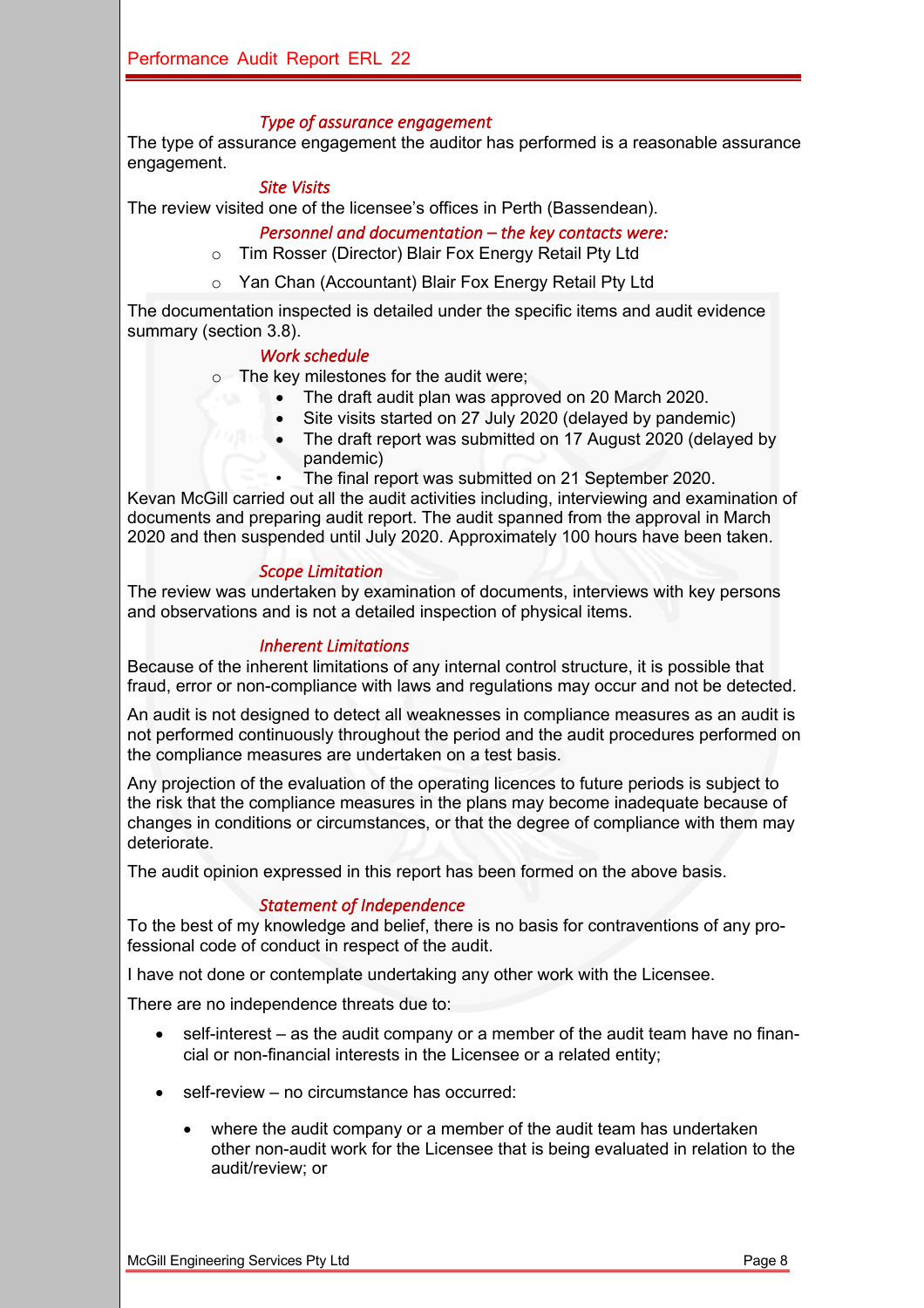### *Type of assurance engagement*

The type of assurance engagement the auditor has performed is a reasonable assurance engagement.

### *Site Visits*

The review visited one of the licensee's offices in Perth (Bassendean).

### *Personnel and documentation – the key contacts were:*

- Tim Rosser (Director) Blair Fox Energy Retail Pty Ltd
- Yan Chan (Accountant) Blair Fox Energy Retail Pty Ltd

The documentation inspected is detailed under the specific items and audit evidence summary (section 3.8).

### *Work schedule*

- The key milestones for the audit were;
  - The draft audit plan was approved on 20 March 2020.
  - Site visits started on 27 July 2020 (delayed by pandemic)
  - The draft report was submitted on 17 August 2020 (delayed by pandemic)
  - The final report was submitted on 21 September 2020.

Kevan McGill carried out all the audit activities including, interviewing and examination of documents and preparing audit report. The audit spanned from the approval in March 2020 and then suspended until July 2020. Approximately 100 hours have been taken.

### *Scope Limitation*

The review was undertaken by examination of documents, interviews with key persons and observations and is not a detailed inspection of physical items.

### *Inherent Limitations*

Because of the inherent limitations of any internal control structure, it is possible that fraud, error or non-compliance with laws and regulations may occur and not be detected.

An audit is not designed to detect all weaknesses in compliance measures as an audit is not performed continuously throughout the period and the audit procedures performed on the compliance measures are undertaken on a test basis.

Any projection of the evaluation of the operating licences to future periods is subject to the risk that the compliance measures in the plans may become inadequate because of changes in conditions or circumstances, or that the degree of compliance with them may deteriorate.

The audit opinion expressed in this report has been formed on the above basis.

### *Statement of Independence*

To the best of my knowledge and belief, there is no basis for contraventions of any professional code of conduct in respect of the audit.

I have not done or contemplate undertaking any other work with the Licensee.

There are no independence threats due to:

- self-interest – as the audit company or a member of the audit team have no financial or non-financial interests in the Licensee or a related entity;
- self-review – no circumstance has occurred:
  - where the audit company or a member of the audit team has undertaken other non-audit work for the Licensee that is being evaluated in relation to the audit/review; or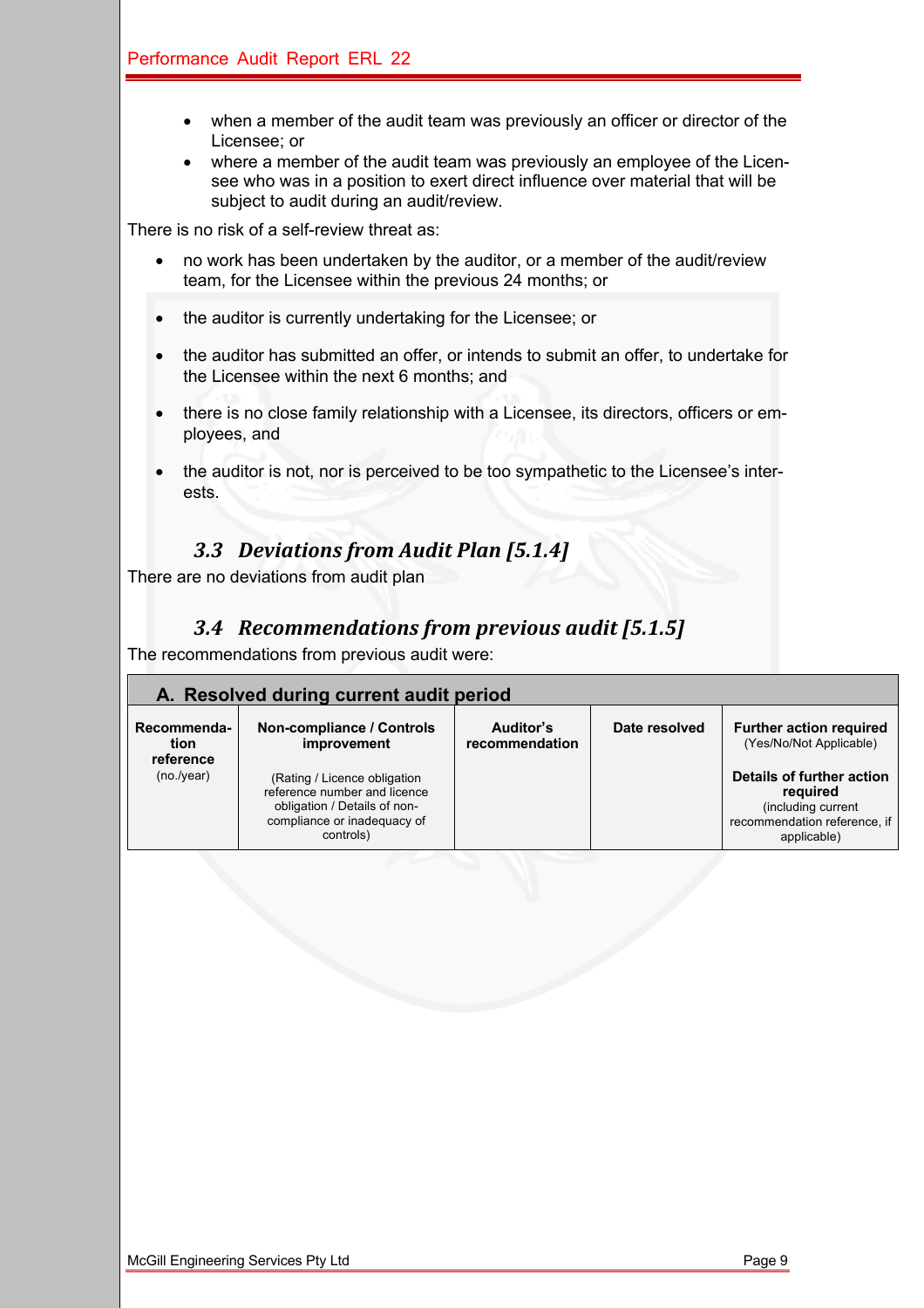- when a member of the audit team was previously an officer or director of the Licensee; or
- where a member of the audit team was previously an employee of the Licensee who was in a position to exert direct influence over material that will be subject to audit during an audit/review.

There is no risk of a self-review threat as:

- no work has been undertaken by the auditor, or a member of the audit/review team, for the Licensee within the previous 24 months; or
- the auditor is currently undertaking for the Licensee; or
- the auditor has submitted an offer, or intends to submit an offer, to undertake for the Licensee within the next 6 months; and
- there is no close family relationship with a Licensee, its directors, officers or employees, and
- the auditor is not, nor is perceived to be too sympathetic to the Licensee's interests.

## 3.3 Deviations from Audit Plan [5.1.4]

There are no deviations from audit plan

## 3.4 Recommendations from previous audit [5.1.5]

The recommendations from previous audit were:

| A. Resolved during current audit period | | | | |
|---|---|---|---|---|
| **Recommendation reference** (no./year) | **Non-compliance / Controls improvement** (Rating / Licence obligation reference number and licence obligation / Details of non-compliance or inadequacy of controls) | **Auditor's recommendation** | **Date resolved** | **Further action required** (Yes/No/Not Applicable) **Details of further action required** (including current recommendation reference, if applicable) |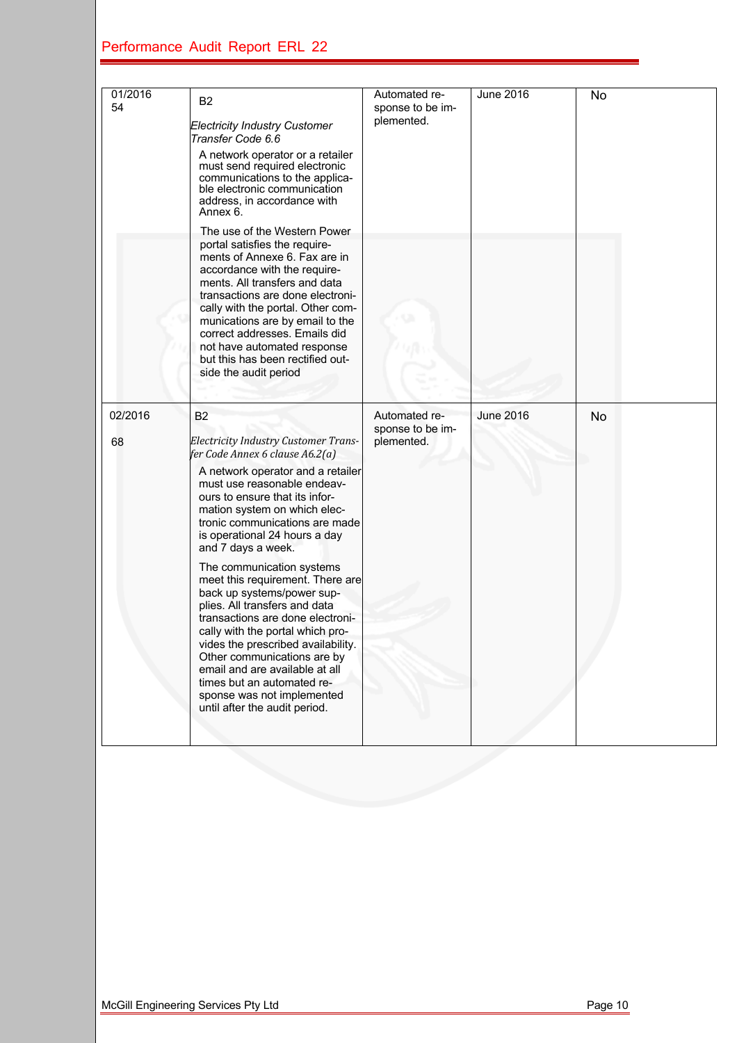| | | | | |
|---|---|---|---|---|
| 01/2016 54 | B2<br>*Electricity Industry Customer Transfer Code 6.6*<br>A network operator or a retailer must send required electronic communications to the applicable electronic communication address, in accordance with Annex 6.<br>The use of the Western Power portal satisfies the requirements of Annexe 6. Fax are in accordance with the requirements. All transfers and data transactions are done electronically with the portal. Other communications are by email to the correct addresses. Emails did not have automated response but this has been rectified outside the audit period | Automated response to be implemented. | June 2016 | No |
| 02/2016<br>68 | B2<br>*Electricity Industry Customer Transfer Code Annex 6 clause A6.2(a)*<br>A network operator and a retailer must use reasonable endeavours to ensure that its information system on which electronic communications are made is operational 24 hours a day and 7 days a week.<br>The communication systems meet this requirement. There are back up systems/power supplies. All transfers and data transactions are done electronically with the portal which provides the prescribed availability. Other communications are by email and are available at all times but an automated response was not implemented until after the audit period. | Automated response to be implemented. | June 2016 | No |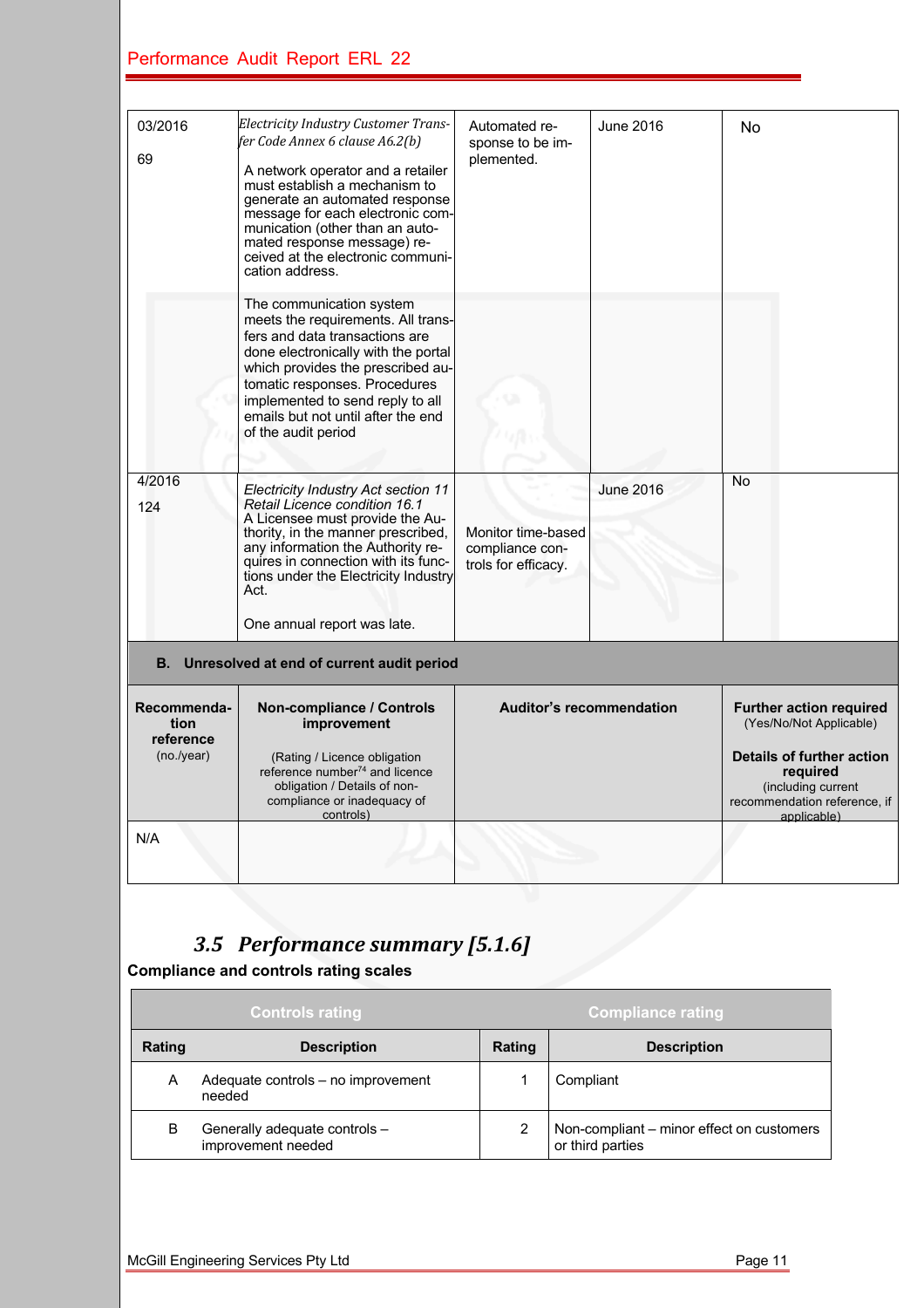| | | | | |
|---|---|---|---|---|
| 03/2016<br><br>69 | *Electricity Industry Customer Transfer Code Annex 6 clause A6.2(b)*<br><br>A network operator and a retailer must establish a mechanism to generate an automated response message for each electronic communication (other than an automated response message) received at the electronic communication address.<br><br>The communication system meets the requirements. All transfers and data transactions are done electronically with the portal which provides the prescribed automatic responses. Procedures implemented to send reply to all emails but not until after the end of the audit period | Automated response to be implemented. | June 2016 | No |
| 4/2016<br><br>124 | *Electricity Industry Act section 11 Retail Licence condition 16.1*<br>A Licensee must provide the Authority, in the manner prescribed, any information the Authority requires in connection with its functions under the Electricity Industry Act.<br><br>One annual report was late. | Monitor time-based compliance controls for efficacy. | June 2016 | No |

**B. Unresolved at end of current audit period**

| Recommendation reference (no./year) | Non-compliance / Controls improvement (Rating / Licence obligation reference number[74] and licence obligation / Details of non-compliance or inadequacy of controls) | Auditor's recommendation | Further action required (Yes/No/Not Applicable) Details of further action required (including current recommendation reference, if applicable) |
|---|---|---|---|
| N/A | | | |

## 3.5 Performance summary [5.1.6]

**Compliance and controls rating scales**

| Controls rating | | Compliance rating | |
|---|---|---|---|
| **Rating** | **Description** | **Rating** | **Description** |
| A | Adequate controls – no improvement needed | 1 | Compliant |
| B | Generally adequate controls – improvement needed | 2 | Non-compliant – minor effect on customers or third parties |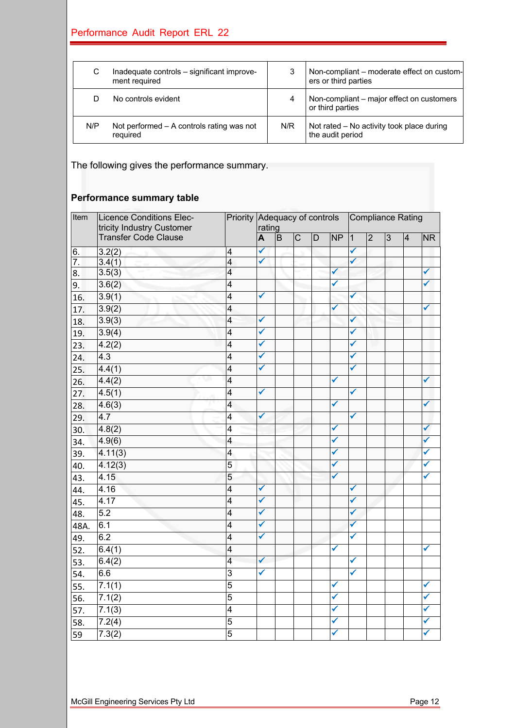| | | | |
|---|---|---|---|
| C | Inadequate controls – significant improvement required | 3 | Non-compliant – moderate effect on customers or third parties |
| D | No controls evident | 4 | Non-compliant – major effect on customers or third parties |
| N/P | Not performed – A controls rating was not required | N/R | Not rated – No activity took place during the audit period |

The following gives the performance summary.

### Performance summary table

| Item | Licence Conditions Electricity Industry Customer Transfer Code Clause | Priority | Adequacy of controls rating | | | | | Compliance Rating | | | | |
|---|---|---|---|---|---|---|---|---|---|---|---|---|
| | | | A | B | C | D | NP | 1 | 2 | 3 | 4 | NR |
| 6. | 3.2(2) | 4 | ✓ | | | | | ✓ | | | | |
| 7. | 3.4(1) | 4 | ✓ | | | | | ✓ | | | | |
| 8. | 3.5(3) | 4 | | | | | ✓ | | | | | ✓ |
| 9. | 3.6(2) | 4 | | | | | ✓ | | | | | ✓ |
| 16. | 3.9(1) | 4 | ✓ | | | | | ✓ | | | | |
| 17. | 3.9(2) | 4 | | | | | ✓ | | | | | ✓ |
| 18. | 3.9(3) | 4 | ✓ | | | | | ✓ | | | | |
| 19. | 3.9(4) | 4 | ✓ | | | | | ✓ | | | | |
| 23. | 4.2(2) | 4 | ✓ | | | | | ✓ | | | | |
| 24. | 4.3 | 4 | ✓ | | | | | ✓ | | | | |
| 25. | 4.4(1) | 4 | ✓ | | | | | ✓ | | | | |
| 26. | 4.4(2) | 4 | | | | | ✓ | | | | | ✓ |
| 27. | 4.5(1) | 4 | ✓ | | | | | ✓ | | | | |
| 28. | 4.6(3) | 4 | | | | | ✓ | | | | | ✓ |
| 29. | 4.7 | 4 | ✓ | | | | | ✓ | | | | |
| 30. | 4.8(2) | 4 | | | | | ✓ | | | | | ✓ |
| 34. | 4.9(6) | 4 | | | | | ✓ | | | | | ✓ |
| 39. | 4.11(3) | 4 | | | | | ✓ | | | | | ✓ |
| 40. | 4.12(3) | 5 | | | | | ✓ | | | | | ✓ |
| 43. | 4.15 | 5 | | | | | ✓ | | | | | ✓ |
| 44. | 4.16 | 4 | ✓ | | | | | ✓ | | | | |
| 45. | 4.17 | 4 | ✓ | | | | | ✓ | | | | |
| 48. | 5.2 | 4 | ✓ | | | | | ✓ | | | | |
| 48A. | 6.1 | 4 | ✓ | | | | | ✓ | | | | |
| 49. | 6.2 | 4 | ✓ | | | | | ✓ | | | | |
| 52. | 6.4(1) | 4 | | | | | ✓ | | | | | ✓ |
| 53. | 6.4(2) | 4 | ✓ | | | | | ✓ | | | | |
| 54. | 6.6 | 3 | ✓ | | | | | ✓ | | | | |
| 55. | 7.1(1) | 5 | | | | | ✓ | | | | | ✓ |
| 56. | 7.1(2) | 5 | | | | | ✓ | | | | | ✓ |
| 57. | 7.1(3) | 4 | | | | | ✓ | | | | | ✓ |
| 58. | 7.2(4) | 5 | | | | | ✓ | | | | | ✓ |
| 59 | 7.3(2) | 5 | | | | | ✓ | | | | | ✓ |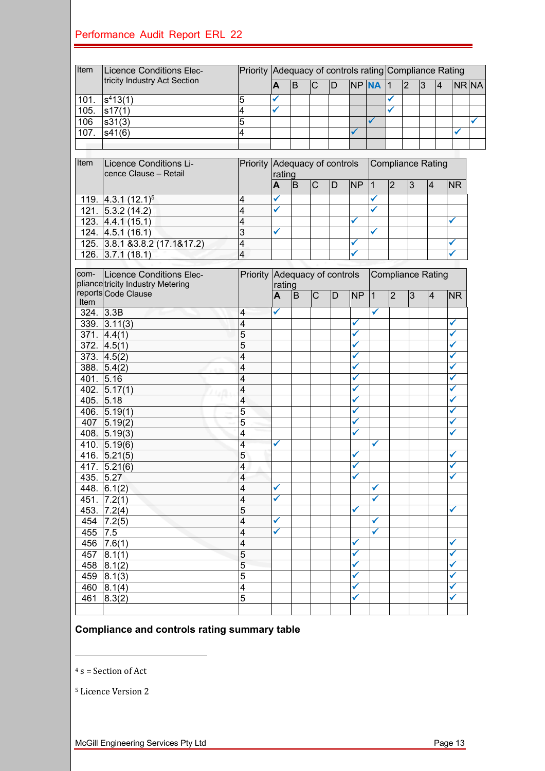| Item | Licence Conditions Electricity Industry Act Section | Priority | Adequacy of controls rating | | | | | | Compliance Rating | | | | | |
|---|---|---|---|---|---|---|---|---|---|---|---|---|---|---|
| | | | A | B | C | D | NP | NA | 1 | 2 | 3 | 4 | NR | NA |
| 101. | s[4]13(1) | 5 | ✓ | | | | | | ✓ | | | | | |
| 105. | s17(1) | 4 | ✓ | | | | | | ✓ | | | | | |
| 106 | s31(3) | 5 | | | | | | ✓ | | | | | | ✓ |
| 107. | s41(6) | 4 | | | | | ✓ | | | | | | ✓ | |
| | | | | | | | | | | | | | | |

| Item | Licence Conditions Licence Clause – Retail | Priority | Adequacy of controls rating | | | | | Compliance Rating | | | | |
|---|---|---|---|---|---|---|---|---|---|---|---|---|
| | | | A | B | C | D | NP | 1 | 2 | 3 | 4 | NR |
| 119. | 4.3.1 (12.1)[5] | 4 | ✓ | | | | | ✓ | | | | |
| 121. | 5.3.2 (14.2) | 4 | ✓ | | | | | ✓ | | | | |
| 123. | 4.4.1 (15.1) | 4 | | | | | ✓ | | | | | ✓ |
| 124. | 4.5.1 (16.1) | 3 | ✓ | | | | | ✓ | | | | |
| 125. | 3.8.1 &3.8.2 (17.1&17.2) | 4 | | | | | ✓ | | | | | ✓ |
| 126. | 3.7.1 (18.1) | 4 | | | | | ✓ | | | | | ✓ |

| compliance reports Item | Licence Conditions Electricity Industry Metering Code Clause | Priority | Adequacy of controls rating | | | | | Compliance Rating | | | | |
|---|---|---|---|---|---|---|---|---|---|---|---|---|
| | | | A | B | C | D | NP | 1 | 2 | 3 | 4 | NR |
| 324. | 3.3B | 4 | ✓ | | | | | ✓ | | | | |
| 339. | 3.11(3) | 4 | | | | | ✓ | | | | | ✓ |
| 371. | 4.4(1) | 5 | | | | | ✓ | | | | | ✓ |
| 372. | 4.5(1) | 5 | | | | | ✓ | | | | | ✓ |
| 373. | 4.5(2) | 4 | | | | | ✓ | | | | | ✓ |
| 388. | 5.4(2) | 4 | | | | | ✓ | | | | | ✓ |
| 401. | 5.16 | 4 | | | | | ✓ | | | | | ✓ |
| 402. | 5.17(1) | 4 | | | | | ✓ | | | | | ✓ |
| 405. | 5.18 | 4 | | | | | ✓ | | | | | ✓ |
| 406. | 5.19(1) | 5 | | | | | ✓ | | | | | ✓ |
| 407 | 5.19(2) | 5 | | | | | ✓ | | | | | ✓ |
| 408. | 5.19(3) | 4 | | | | | ✓ | | | | | ✓ |
| 410. | 5.19(6) | 4 | ✓ | | | | | ✓ | | | | |
| 416. | 5.21(5) | 5 | | | | | ✓ | | | | | ✓ |
| 417. | 5.21(6) | 4 | | | | | ✓ | | | | | ✓ |
| 435. | 5.27 | 4 | | | | | ✓ | | | | | ✓ |
| 448. | 6.1(2) | 4 | ✓ | | | | | ✓ | | | | |
| 451. | 7.2(1) | 4 | ✓ | | | | | ✓ | | | | |
| 453. | 7.2(4) | 5 | | | | | ✓ | | | | | ✓ |
| 454 | 7.2(5) | 4 | ✓ | | | | | ✓ | | | | |
| 455 | 7.5 | 4 | ✓ | | | | | ✓ | | | | |
| 456 | 7.6(1) | 4 | | | | | ✓ | | | | | ✓ |
| 457 | 8.1(1) | 5 | | | | | ✓ | | | | | ✓ |
| 458 | 8.1(2) | 5 | | | | | ✓ | | | | | ✓ |
| 459 | 8.1(3) | 5 | | | | | ✓ | | | | | ✓ |
| 460 | 8.1(4) | 4 | | | | | ✓ | | | | | ✓ |
| 461 | 8.3(2) | 5 | | | | | ✓ | | | | | ✓ |
| | | | | | | | | | | | | |

**Compliance and controls rating summary table**

---

[4] s = Section of Act

[5] Licence Version 2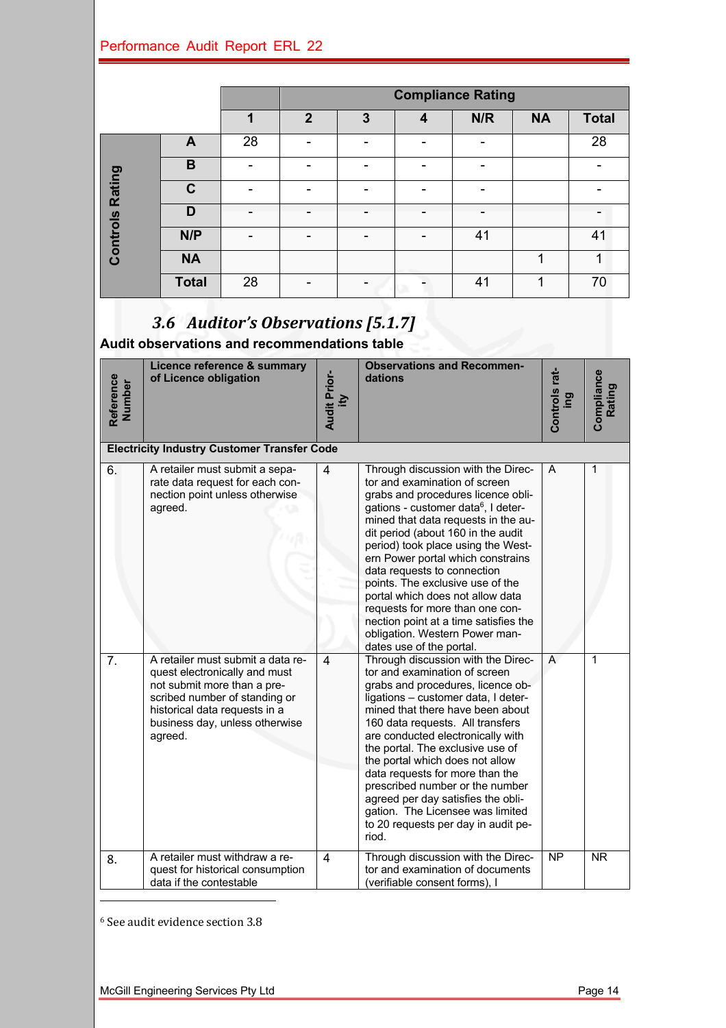| | | | Compliance Rating | | | | | |
|---|---|---|---|---|---|---|---|---|
| | | 1 | 2 | 3 | 4 | N/R | NA | Total |
| Controls Rating | A | 28 | - | - | - | - | | 28 |
| | B | - | - | - | - | - | | - |
| | C | - | - | - | - | - | | - |
| | D | - | - | - | - | - | | - |
| | N/P | - | - | - | - | 41 | | 41 |
| | NA | | | | | | 1 | 1 |
| | Total | 28 | - | - | - | 41 | 1 | 70 |

## *3.6 Auditor's Observations [5.1.7]*

**Audit observations and recommendations table**

| Reference Number | Licence reference & summary of Licence obligation | Audit Priority | Observations and Recommendations | Controls rating | Compliance Rating |
|---|---|---|---|---|---|
| **Electricity Industry Customer Transfer Code** | | | | | |
| 6. | A retailer must submit a separate data request for each connection point unless otherwise agreed. | 4 | Through discussion with the Director and examination of screen grabs and procedures licence obligations - customer data[6], I determined that data requests in the audit period (about 160 in the audit period) took place using the Western Power portal which constrains data requests to connection points. The exclusive use of the portal which does not allow data requests for more than one connection point at a time satisfies the obligation. Western Power mandates use of the portal. | A | 1 |
| 7. | A retailer must submit a data request electronically and must not submit more than a prescribed number of standing or historical data requests in a business day, unless otherwise agreed. | 4 | Through discussion with the Director and examination of screen grabs and procedures, licence obligations – customer data, I determined that there have been about 160 data requests. All transfers are conducted electronically with the portal. The exclusive use of the portal which does not allow data requests for more than the prescribed number or the number agreed per day satisfies the obligation. The Licensee was limited to 20 requests per day in audit period. | A | 1 |
| 8. | A retailer must withdraw a request for historical consumption data if the contestable | 4 | Through discussion with the Director and examination of documents (verifiable consent forms), I | NP | NR |

[6] See audit evidence section 3.8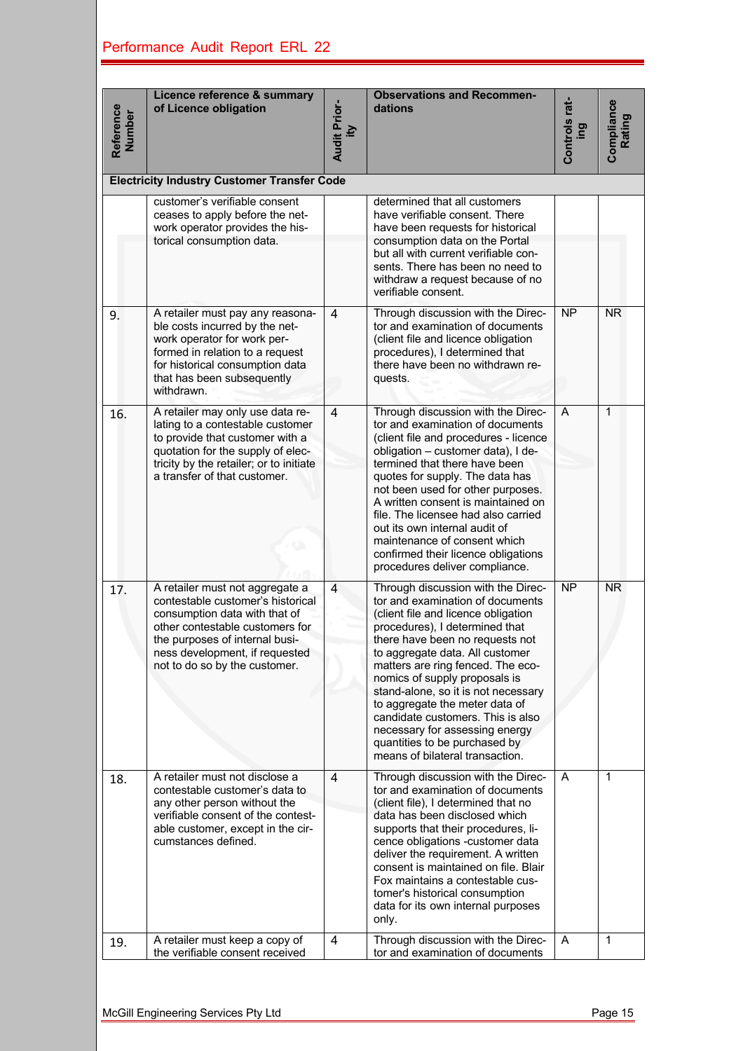| Reference Number | Licence reference & summary of Licence obligation | Audit Priority | Observations and Recommendations | Controls rating | Compliance Rating |
|---|---|---|---|---|---|
| **Electricity Industry Customer Transfer Code** | | | | | |
| | customer's verifiable consent ceases to apply before the network operator provides the historical consumption data. | | determined that all customers have verifiable consent. There have been requests for historical consumption data on the Portal but all with current verifiable consents. There has been no need to withdraw a request because of no verifiable consent. | | |
| 9. | A retailer must pay any reasonable costs incurred by the network operator for work performed in relation to a request for historical consumption data that has been subsequently withdrawn. | 4 | Through discussion with the Director and examination of documents (client file and licence obligation procedures), I determined that there have been no withdrawn requests. | NP | NR |
| 16. | A retailer may only use data relating to a contestable customer to provide that customer with a quotation for the supply of electricity by the retailer; or to initiate a transfer of that customer. | 4 | Through discussion with the Director and examination of documents (client file and procedures - licence obligation – customer data), I determined that there have been quotes for supply. The data has not been used for other purposes. A written consent is maintained on file. The licensee had also carried out its own internal audit of maintenance of consent which confirmed their licence obligations procedures deliver compliance. | A | 1 |
| 17. | A retailer must not aggregate a contestable customer's historical consumption data with that of other contestable customers for the purposes of internal business development, if requested not to do so by the customer. | 4 | Through discussion with the Director and examination of documents (client file and licence obligation procedures), I determined that there have been no requests not to aggregate data. All customer matters are ring fenced. The economics of supply proposals is stand-alone, so it is not necessary to aggregate the meter data of candidate customers. This is also necessary for assessing energy quantities to be purchased by means of bilateral transaction. | NP | NR |
| 18. | A retailer must not disclose a contestable customer's data to any other person without the verifiable consent of the contestable customer, except in the circumstances defined. | 4 | Through discussion with the Director and examination of documents (client file), I determined that no data has been disclosed which supports that their procedures, licence obligations -customer data deliver the requirement. A written consent is maintained on file. Blair Fox maintains a contestable customer's historical consumption data for its own internal purposes only. | A | 1 |
| 19. | A retailer must keep a copy of the verifiable consent received | 4 | Through discussion with the Director and examination of documents | A | 1 |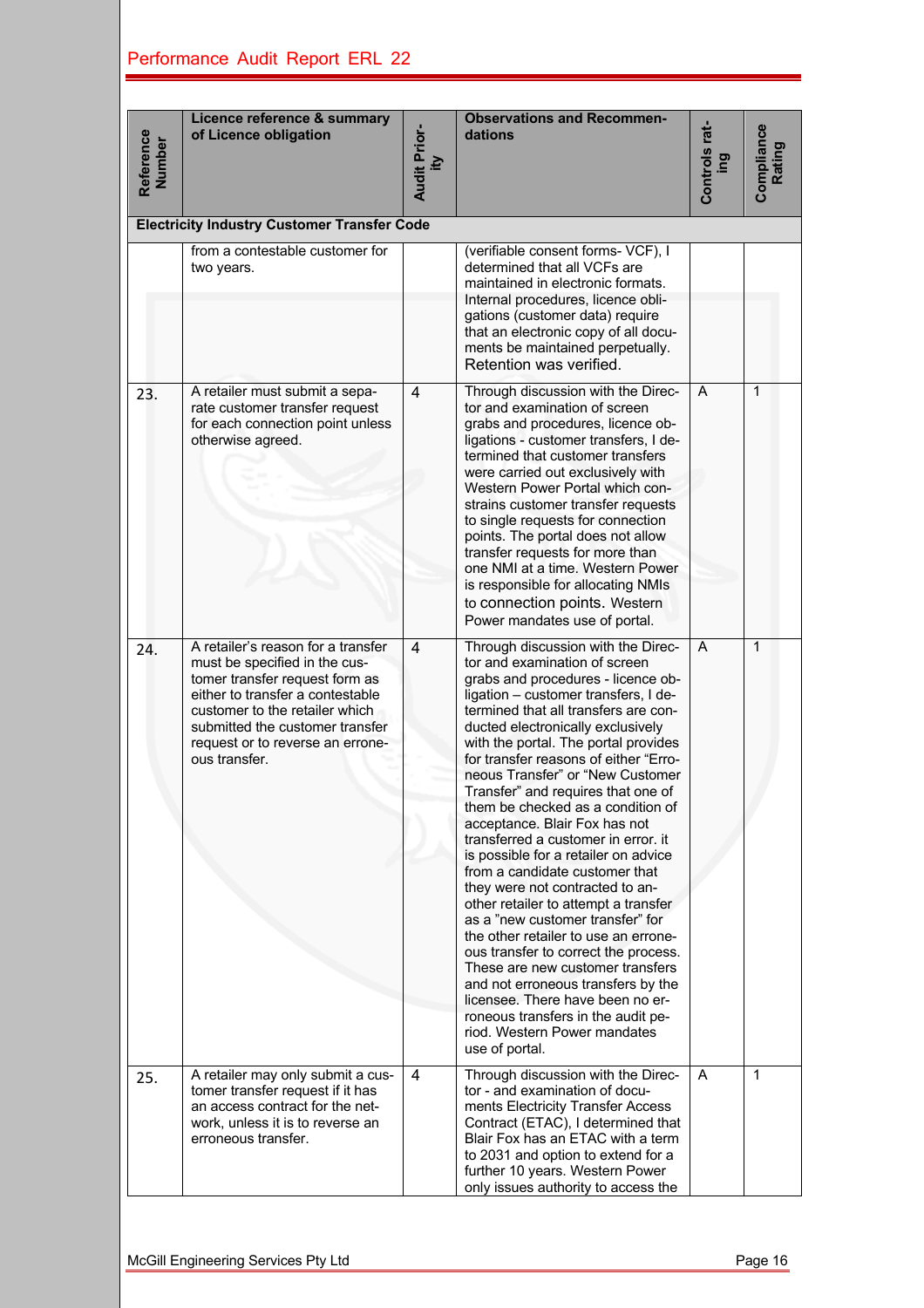| Reference Number | Licence reference & summary of Licence obligation | Audit Priority | Observations and Recommendations | Controls rating | Compliance Rating |
|---|---|---|---|---|---|
| **Electricity Industry Customer Transfer Code** | | | | | |
| | from a contestable customer for two years. | | (verifiable consent forms- VCF), I determined that all VCFs are maintained in electronic formats. Internal procedures, licence obligations (customer data) require that an electronic copy of all documents be maintained perpetually. Retention was verified. | | |
| 23. | A retailer must submit a separate customer transfer request for each connection point unless otherwise agreed. | 4 | Through discussion with the Director and examination of screen grabs and procedures, licence obligations - customer transfers, I determined that customer transfers were carried out exclusively with Western Power Portal which constrains customer transfer requests to single requests for connection points. The portal does not allow transfer requests for more than one NMI at a time. Western Power is responsible for allocating NMIs to connection points. Western Power mandates use of portal. | A | 1 |
| 24. | A retailer's reason for a transfer must be specified in the customer transfer request form as either to transfer a contestable customer to the retailer which submitted the customer transfer request or to reverse an erroneous transfer. | 4 | Through discussion with the Director and examination of screen grabs and procedures - licence obligation – customer transfers, I determined that all transfers are conducted electronically exclusively with the portal. The portal provides for transfer reasons of either "Erroneous Transfer" or "New Customer Transfer" and requires that one of them be checked as a condition of acceptance. Blair Fox has not transferred a customer in error. it is possible for a retailer on advice from a candidate customer that they were not contracted to another retailer to attempt a transfer as a "new customer transfer" for the other retailer to use an erroneous transfer to correct the process. These are new customer transfers and not erroneous transfers by the licensee. There have been no erroneous transfers in the audit period. Western Power mandates use of portal. | A | 1 |
| 25. | A retailer may only submit a customer transfer request if it has an access contract for the network, unless it is to reverse an erroneous transfer. | 4 | Through discussion with the Director - and examination of documents Electricity Transfer Access Contract (ETAC), I determined that Blair Fox has an ETAC with a term to 2031 and option to extend for a further 10 years. Western Power only issues authority to access the | A | 1 |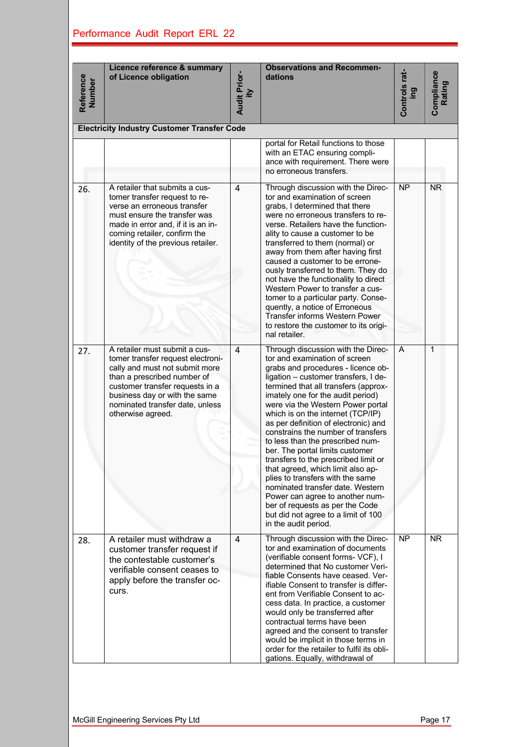| Reference Number | Licence reference & summary of Licence obligation | Audit Priority | Observations and Recommendations | Controls rating | Compliance Rating |
|---|---|---|---|---|---|
| **Electricity Industry Customer Transfer Code** | | | | | |
| | | | portal for Retail functions to those with an ETAC ensuring compliance with requirement. There were no erroneous transfers. | | |
| 26. | A retailer that submits a customer transfer request to reverse an erroneous transfer must ensure the transfer was made in error and, if it is an incoming retailer, confirm the identity of the previous retailer. | 4 | Through discussion with the Director and examination of screen grabs, I determined that there were no erroneous transfers to reverse. Retailers have the functionality to cause a customer to be transferred to them (normal) or away from them after having first caused a customer to be erroneously transferred to them. They do not have the functionality to direct Western Power to transfer a customer to a particular party. Consequently, a notice of Erroneous Transfer informs Western Power to restore the customer to its original retailer. | NP | NR |
| 27. | A retailer must submit a customer transfer request electronically and must not submit more than a prescribed number of customer transfer requests in a business day or with the same nominated transfer date, unless otherwise agreed. | 4 | Through discussion with the Director and examination of screen grabs and procedures - licence obligation – customer transfers, I determined that all transfers (approximately one for the audit period) were via the Western Power portal which is on the internet (TCP/IP) as per definition of electronic) and constrains the number of transfers to less than the prescribed number. The portal limits customer transfers to the prescribed limit or that agreed, which limit also applies to transfers with the same nominated transfer date. Western Power can agree to another number of requests as per the Code but did not agree to a limit of 100 in the audit period. | A | 1 |
| 28. | A retailer must withdraw a customer transfer request if the contestable customer's verifiable consent ceases to apply before the transfer occurs. | 4 | Through discussion with the Director and examination of documents (verifiable consent forms- VCF), I determined that No customer Verifiable Consents have ceased. Verifiable Consent to transfer is different from Verifiable Consent to access data. In practice, a customer would only be transferred after contractual terms have been agreed and the consent to transfer would be implicit in those terms in order for the retailer to fulfil its obligations. Equally, withdrawal of | NP | NR |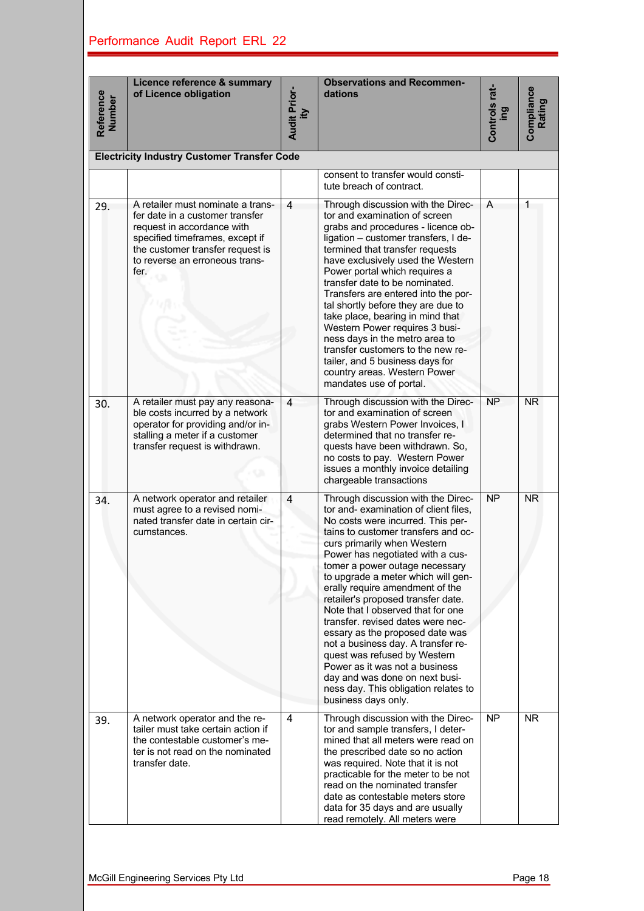| Reference Number | Licence reference & summary of Licence obligation | Audit Priority | Observations and Recommendations | Controls rating | Compliance Rating |
|---|---|---|---|---|---|
| **Electricity Industry Customer Transfer Code** | | | | | |
| | | | consent to transfer would constitute breach of contract. | | |
| 29. | A retailer must nominate a transfer date in a customer transfer request in accordance with specified timeframes, except if the customer transfer request is to reverse an erroneous transfer. | 4 | Through discussion with the Director and examination of screen grabs and procedures - licence obligation – customer transfers, I determined that transfer requests have exclusively used the Western Power portal which requires a transfer date to be nominated. Transfers are entered into the portal shortly before they are due to take place, bearing in mind that Western Power requires 3 business days in the metro area to transfer customers to the new retailer, and 5 business days for country areas. Western Power mandates use of portal. | A | 1 |
| 30. | A retailer must pay any reasonable costs incurred by a network operator for providing and/or installing a meter if a customer transfer request is withdrawn. | 4 | Through discussion with the Director and examination of screen grabs Western Power Invoices, I determined that no transfer requests have been withdrawn. So, no costs to pay. Western Power issues a monthly invoice detailing chargeable transactions | NP | NR |
| 34. | A network operator and retailer must agree to a revised nominated transfer date in certain circumstances. | 4 | Through discussion with the Director and- examination of client files, No costs were incurred. This pertains to customer transfers and occurs primarily when Western Power has negotiated with a customer a power outage necessary to upgrade a meter which will generally require amendment of the retailer's proposed transfer date. Note that I observed that for one transfer. revised dates were necessary as the proposed date was not a business day. A transfer request was refused by Western Power as it was not a business day and was done on next business day. This obligation relates to business days only. | NP | NR |
| 39. | A network operator and the retailer must take certain action if the contestable customer's meter is not read on the nominated transfer date. | 4 | Through discussion with the Director and sample transfers, I determined that all meters were read on the prescribed date so no action was required. Note that it is not practicable for the meter to be not read on the nominated transfer date as contestable meters store data for 35 days and are usually read remotely. All meters were | NP | NR |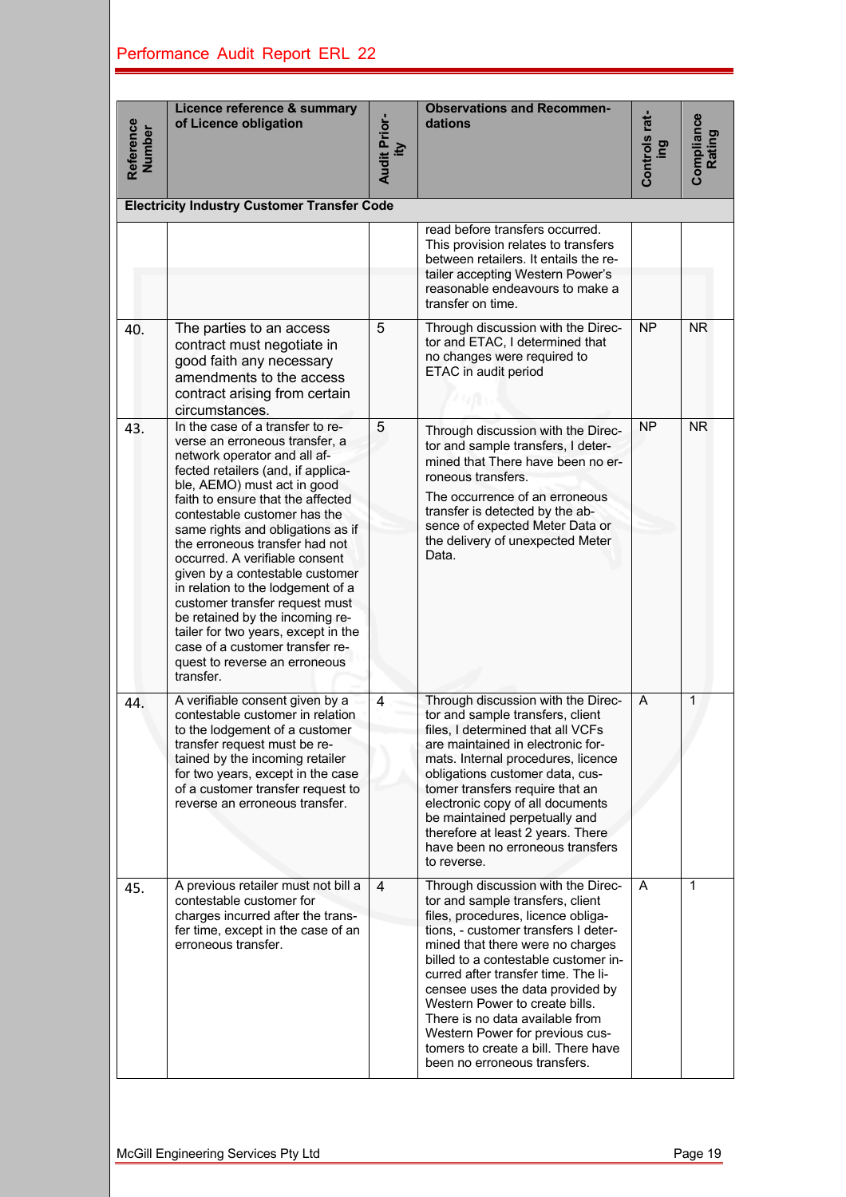| Reference Number | Licence reference & summary of Licence obligation | Audit Priority | Observations and Recommendations | Controls rating | Compliance Rating |
|---|---|---|---|---|---|
| **Electricity Industry Customer Transfer Code** | | | | | |
| | | | read before transfers occurred. This provision relates to transfers between retailers. It entails the retailer accepting Western Power's reasonable endeavours to make a transfer on time. | | |
| 40. | The parties to an access contract must negotiate in good faith any necessary amendments to the access contract arising from certain circumstances. | 5 | Through discussion with the Director and ETAC, I determined that no changes were required to ETAC in audit period | NP | NR |
| 43. | In the case of a transfer to reverse an erroneous transfer, a network operator and all affected retailers (and, if applicable, AEMO) must act in good faith to ensure that the affected contestable customer has the same rights and obligations as if the erroneous transfer had not occurred. A verifiable consent given by a contestable customer in relation to the lodgement of a customer transfer request must be retained by the incoming retailer for two years, except in the case of a customer transfer request to reverse an erroneous transfer. | 5 | Through discussion with the Director and sample transfers, I determined that There have been no erroneous transfers.<br><br>The occurrence of an erroneous transfer is detected by the absence of expected Meter Data or the delivery of unexpected Meter Data. | NP | NR |
| 44. | A verifiable consent given by a contestable customer in relation to the lodgement of a customer transfer request must be retained by the incoming retailer for two years, except in the case of a customer transfer request to reverse an erroneous transfer. | 4 | Through discussion with the Director and sample transfers, client files, I determined that all VCFs are maintained in electronic formats. Internal procedures, licence obligations customer data, customer transfers require that an electronic copy of all documents be maintained perpetually and therefore at least 2 years. There have been no erroneous transfers to reverse. | A | 1 |
| 45. | A previous retailer must not bill a contestable customer for charges incurred after the transfer time, except in the case of an erroneous transfer. | 4 | Through discussion with the Director and sample transfers, client files, procedures, licence obligations, - customer transfers I determined that there were no charges billed to a contestable customer incurred after transfer time. The licensee uses the data provided by Western Power to create bills. There is no data available from Western Power for previous customers to create a bill. There have been no erroneous transfers. | A | 1 |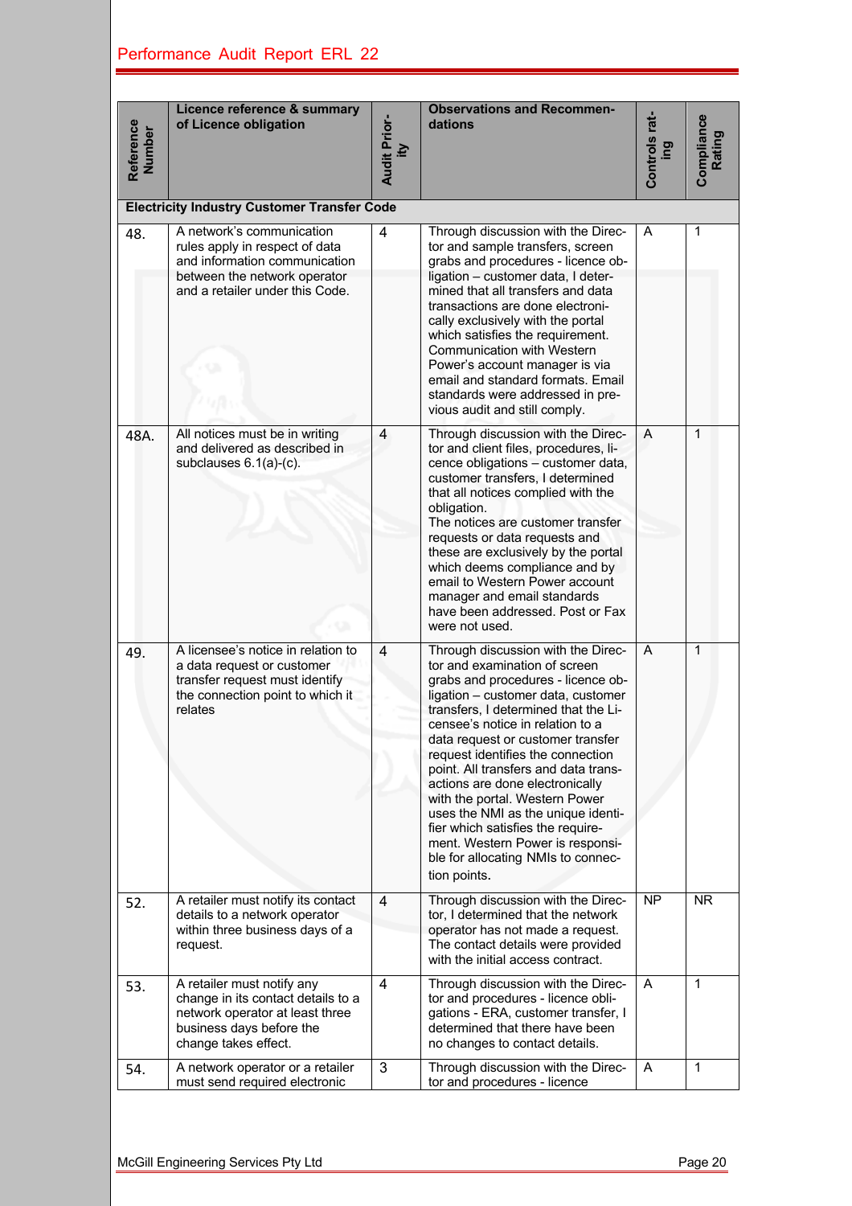| Reference Number | Licence reference & summary of Licence obligation | Audit Priority | Observations and Recommendations | Controls rating | Compliance Rating |
|---|---|---|---|---|---|
| **Electricity Industry Customer Transfer Code** | | | | | |
| 48. | A network's communication rules apply in respect of data and information communication between the network operator and a retailer under this Code. | 4 | Through discussion with the Director and sample transfers, screen grabs and procedures - licence obligation – customer data, I determined that all transfers and data transactions are done electronically exclusively with the portal which satisfies the requirement. Communication with Western Power's account manager is via email and standard formats. Email standards were addressed in previous audit and still comply. | A | 1 |
| 48A. | All notices must be in writing and delivered as described in subclauses 6.1(a)-(c). | 4 | Through discussion with the Director and client files, procedures, licence obligations – customer data, customer transfers, I determined that all notices complied with the obligation.<br>The notices are customer transfer requests or data requests and these are exclusively by the portal which deems compliance and by email to Western Power account manager and email standards have been addressed. Post or Fax were not used. | A | 1 |
| 49. | A licensee's notice in relation to a data request or customer transfer request must identify the connection point to which it relates | 4 | Through discussion with the Director and examination of screen grabs and procedures - licence obligation – customer data, customer transfers, I determined that the Licensee's notice in relation to a data request or customer transfer request identifies the connection point. All transfers and data transactions are done electronically with the portal. Western Power uses the NMI as the unique identifier which satisfies the requirement. Western Power is responsible for allocating NMIs to connection points. | A | 1 |
| 52. | A retailer must notify its contact details to a network operator within three business days of a request. | 4 | Through discussion with the Director, I determined that the network operator has not made a request. The contact details were provided with the initial access contract. | NP | NR |
| 53. | A retailer must notify any change in its contact details to a network operator at least three business days before the change takes effect. | 4 | Through discussion with the Director and procedures - licence obligations - ERA, customer transfer, I determined that there have been no changes to contact details. | A | 1 |
| 54. | A network operator or a retailer must send required electronic | 3 | Through discussion with the Director and procedures - licence | A | 1 |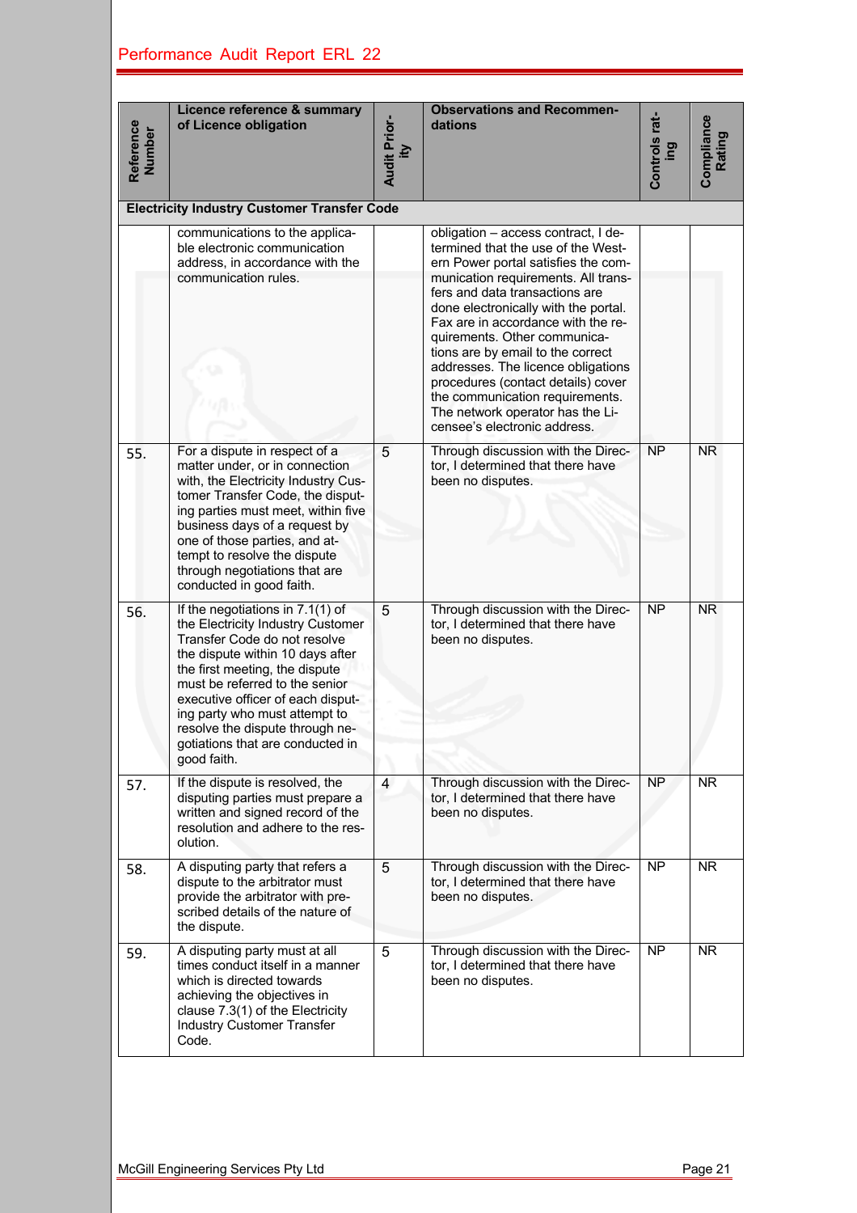| Reference Number | Licence reference & summary of Licence obligation | Audit Priority | Observations and Recommendations | Controls rating | Compliance Rating |
|---|---|---|---|---|---|
| **Electricity Industry Customer Transfer Code** | | | | | |
| | communications to the applicable electronic communication address, in accordance with the communication rules. | | obligation – access contract, I determined that the use of the Western Power portal satisfies the communication requirements. All transfers and data transactions are done electronically with the portal. Fax are in accordance with the requirements. Other communications are by email to the correct addresses. The licence obligations procedures (contact details) cover the communication requirements. The network operator has the Licensee's electronic address. | | |
| 55. | For a dispute in respect of a matter under, or in connection with, the Electricity Industry Customer Transfer Code, the disputing parties must meet, within five business days of a request by one of those parties, and attempt to resolve the dispute through negotiations that are conducted in good faith. | 5 | Through discussion with the Director, I determined that there have been no disputes. | NP | NR |
| 56. | If the negotiations in 7.1(1) of the Electricity Industry Customer Transfer Code do not resolve the dispute within 10 days after the first meeting, the dispute must be referred to the senior executive officer of each disputing party who must attempt to resolve the dispute through negotiations that are conducted in good faith. | 5 | Through discussion with the Director, I determined that there have been no disputes. | NP | NR |
| 57. | If the dispute is resolved, the disputing parties must prepare a written and signed record of the resolution and adhere to the resolution. | 4 | Through discussion with the Director, I determined that there have been no disputes. | NP | NR |
| 58. | A disputing party that refers a dispute to the arbitrator must provide the arbitrator with prescribed details of the nature of the dispute. | 5 | Through discussion with the Director, I determined that there have been no disputes. | NP | NR |
| 59. | A disputing party must at all times conduct itself in a manner which is directed towards achieving the objectives in clause 7.3(1) of the Electricity Industry Customer Transfer Code. | 5 | Through discussion with the Director, I determined that there have been no disputes. | NP | NR |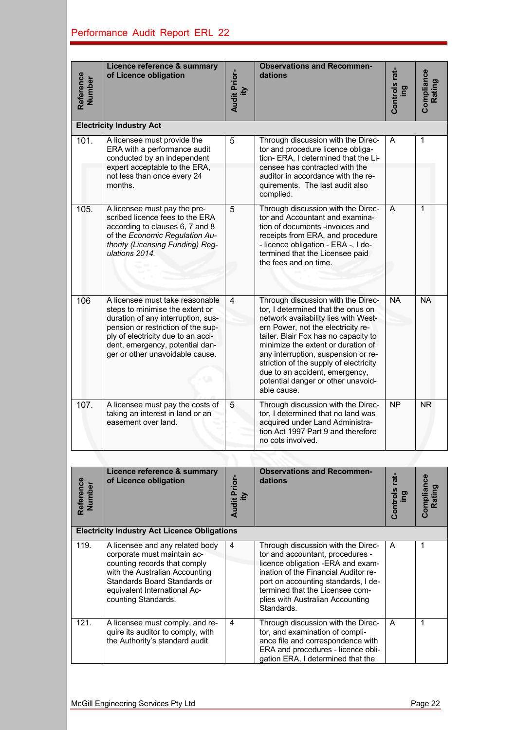| Reference Number | Licence reference & summary of Licence obligation | Audit Priority | Observations and Recommendations | Controls rating | Compliance Rating |
|---|---|---|---|---|---|
| **Electricity Industry Act** | | | | | |
| 101. | A licensee must provide the ERA with a performance audit conducted by an independent expert acceptable to the ERA, not less than once every 24 months. | 5 | Through discussion with the Director and procedure licence obligation- ERA, I determined that the Licensee has contracted with the auditor in accordance with the requirements. The last audit also complied. | A | 1 |
| 105. | A licensee must pay the prescribed licence fees to the ERA according to clauses 6, 7 and 8 of the *Economic Regulation Authority (Licensing Funding) Regulations 2014.* | 5 | Through discussion with the Director and Accountant and examination of documents -invoices and receipts from ERA, and procedure - licence obligation - ERA -, I determined that the Licensee paid the fees and on time. | A | 1 |
| 106 | A licensee must take reasonable steps to minimise the extent or duration of any interruption, suspension or restriction of the supply of electricity due to an accident, emergency, potential danger or other unavoidable cause. | 4 | Through discussion with the Director, I determined that the onus on network availability lies with Western Power, not the electricity retailer. Blair Fox has no capacity to minimize the extent or duration of any interruption, suspension or restriction of the supply of electricity due to an accident, emergency, potential danger or other unavoidable cause. | NA | NA |
| 107. | A licensee must pay the costs of taking an interest in land or an easement over land. | 5 | Through discussion with the Director, I determined that no land was acquired under Land Administration Act 1997 Part 9 and therefore no cots involved. | NP | NR |

| Reference Number | Licence reference & summary of Licence obligation | Audit Priority | Observations and Recommendations | Controls rating | Compliance Rating |
|---|---|---|---|---|---|
| **Electricity Industry Act Licence Obligations** | | | | | |
| 119. | A licensee and any related body corporate must maintain accounting records that comply with the Australian Accounting Standards Board Standards or equivalent International Accounting Standards. | 4 | Through discussion with the Director and accountant, procedures - licence obligation -ERA and examination of the Financial Auditor report on accounting standards, I determined that the Licensee complies with Australian Accounting Standards. | A | 1 |
| 121. | A licensee must comply, and require its auditor to comply, with the Authority's standard audit | 4 | Through discussion with the Director, and examination of compliance file and correspondence with ERA and procedures - licence obligation ERA, I determined that the | A | 1 |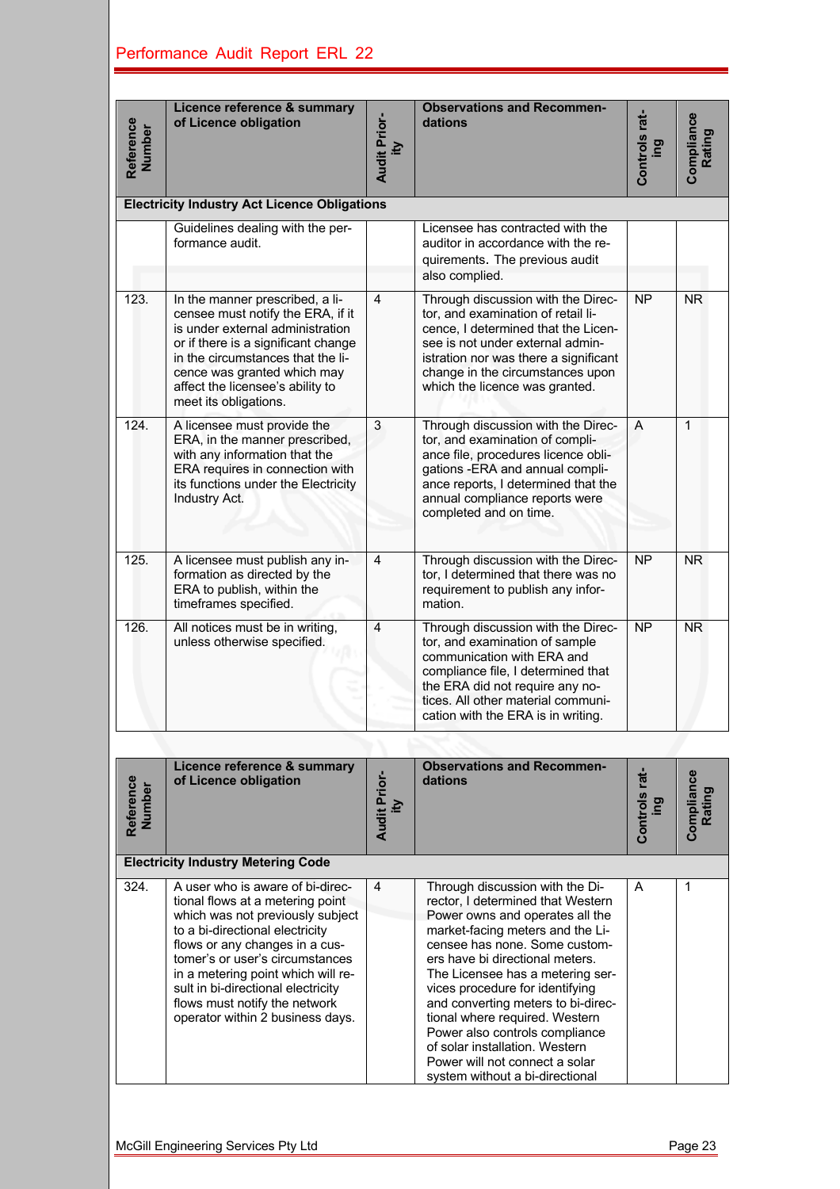| Reference Number | Licence reference & summary of Licence obligation | Audit Priority | Observations and Recommendations | Controls rating | Compliance Rating |
|---|---|---|---|---|---|
| **Electricity Industry Act Licence Obligations** | | | | | |
| | Guidelines dealing with the performance audit. | | Licensee has contracted with the auditor in accordance with the requirements. The previous audit also complied. | | |
| 123. | In the manner prescribed, a licensee must notify the ERA, if it is under external administration or if there is a significant change in the circumstances that the licence was granted which may affect the licensee's ability to meet its obligations. | 4 | Through discussion with the Director, and examination of retail licence, I determined that the Licensee is not under external administration nor was there a significant change in the circumstances upon which the licence was granted. | NP | NR |
| 124. | A licensee must provide the ERA, in the manner prescribed, with any information that the ERA requires in connection with its functions under the Electricity Industry Act. | 3 | Through discussion with the Director, and examination of compliance file, procedures licence obligations -ERA and annual compliance reports, I determined that the annual compliance reports were completed and on time. | A | 1 |
| 125. | A licensee must publish any information as directed by the ERA to publish, within the timeframes specified. | 4 | Through discussion with the Director, I determined that there was no requirement to publish any information. | NP | NR |
| 126. | All notices must be in writing, unless otherwise specified. | 4 | Through discussion with the Director, and examination of sample communication with ERA and compliance file, I determined that the ERA did not require any notices. All other material communication with the ERA is in writing. | NP | NR |

| Reference Number | Licence reference & summary of Licence obligation | Audit Priority | Observations and Recommendations | Controls rating | Compliance Rating |
|---|---|---|---|---|---|
| **Electricity Industry Metering Code** | | | | | |
| 324. | A user who is aware of bi-directional flows at a metering point which was not previously subject to a bi-directional electricity flows or any changes in a customer's or user's circumstances in a metering point which will result in bi-directional electricity flows must notify the network operator within 2 business days. | 4 | Through discussion with the Director, I determined that Western Power owns and operates all the market-facing meters and the Licensee has none. Some customers have bi directional meters. The Licensee has a metering services procedure for identifying and converting meters to bi-directional where required. Western Power also controls compliance of solar installation. Western Power will not connect a solar system without a bi-directional | A | 1 |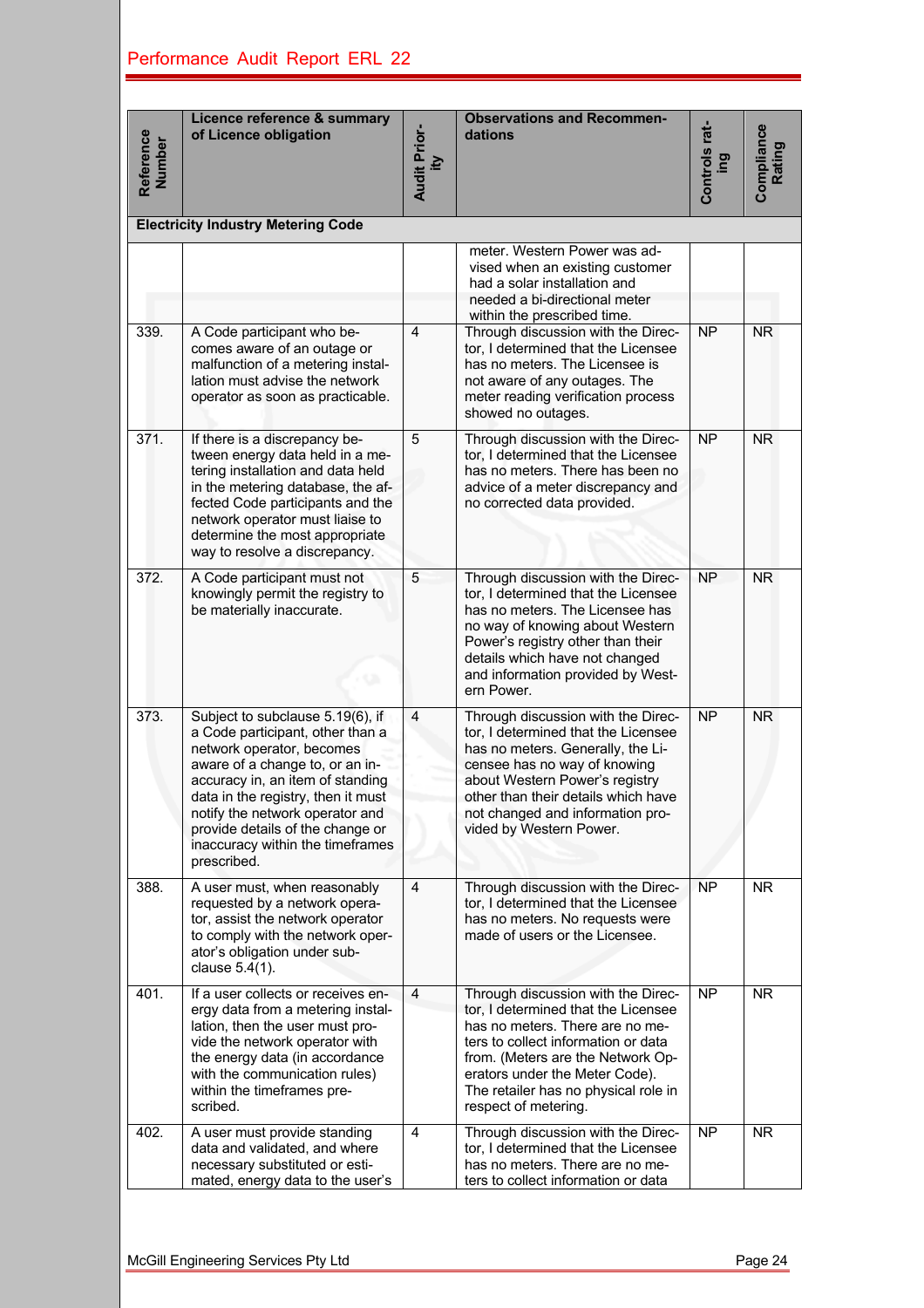| Reference Number | Licence reference & summary of Licence obligation | Audit Priority | Observations and Recommendations | Controls rating | Compliance Rating |
|---|---|---|---|---|---|
| **Electricity Industry Metering Code** | | | | | |
| | | | meter. Western Power was advised when an existing customer had a solar installation and needed a bi-directional meter within the prescribed time. | | |
| 339. | A Code participant who becomes aware of an outage or malfunction of a metering installation must advise the network operator as soon as practicable. | 4 | Through discussion with the Director, I determined that the Licensee has no meters. The Licensee is not aware of any outages. The meter reading verification process showed no outages. | NP | NR |
| 371. | If there is a discrepancy between energy data held in a metering installation and data held in the metering database, the affected Code participants and the network operator must liaise to determine the most appropriate way to resolve a discrepancy. | 5 | Through discussion with the Director, I determined that the Licensee has no meters. There has been no advice of a meter discrepancy and no corrected data provided. | NP | NR |
| 372. | A Code participant must not knowingly permit the registry to be materially inaccurate. | 5 | Through discussion with the Director, I determined that the Licensee has no meters. The Licensee has no way of knowing about Western Power's registry other than their details which have not changed and information provided by Western Power. | NP | NR |
| 373. | Subject to subclause 5.19(6), if a Code participant, other than a network operator, becomes aware of a change to, or an inaccuracy in, an item of standing data in the registry, then it must notify the network operator and provide details of the change or inaccuracy within the timeframes prescribed. | 4 | Through discussion with the Director, I determined that the Licensee has no meters. Generally, the Licensee has no way of knowing about Western Power's registry other than their details which have not changed and information provided by Western Power. | NP | NR |
| 388. | A user must, when reasonably requested by a network operator, assist the network operator to comply with the network operator's obligation under subclause 5.4(1). | 4 | Through discussion with the Director, I determined that the Licensee has no meters. No requests were made of users or the Licensee. | NP | NR |
| 401. | If a user collects or receives energy data from a metering installation, then the user must provide the network operator with the energy data (in accordance with the communication rules) within the timeframes prescribed. | 4 | Through discussion with the Director, I determined that the Licensee has no meters. There are no meters to collect information or data from. (Meters are the Network Operators under the Meter Code). The retailer has no physical role in respect of metering. | NP | NR |
| 402. | A user must provide standing data and validated, and where necessary substituted or estimated, energy data to the user's | 4 | Through discussion with the Director, I determined that the Licensee has no meters. There are no meters to collect information or data | NP | NR |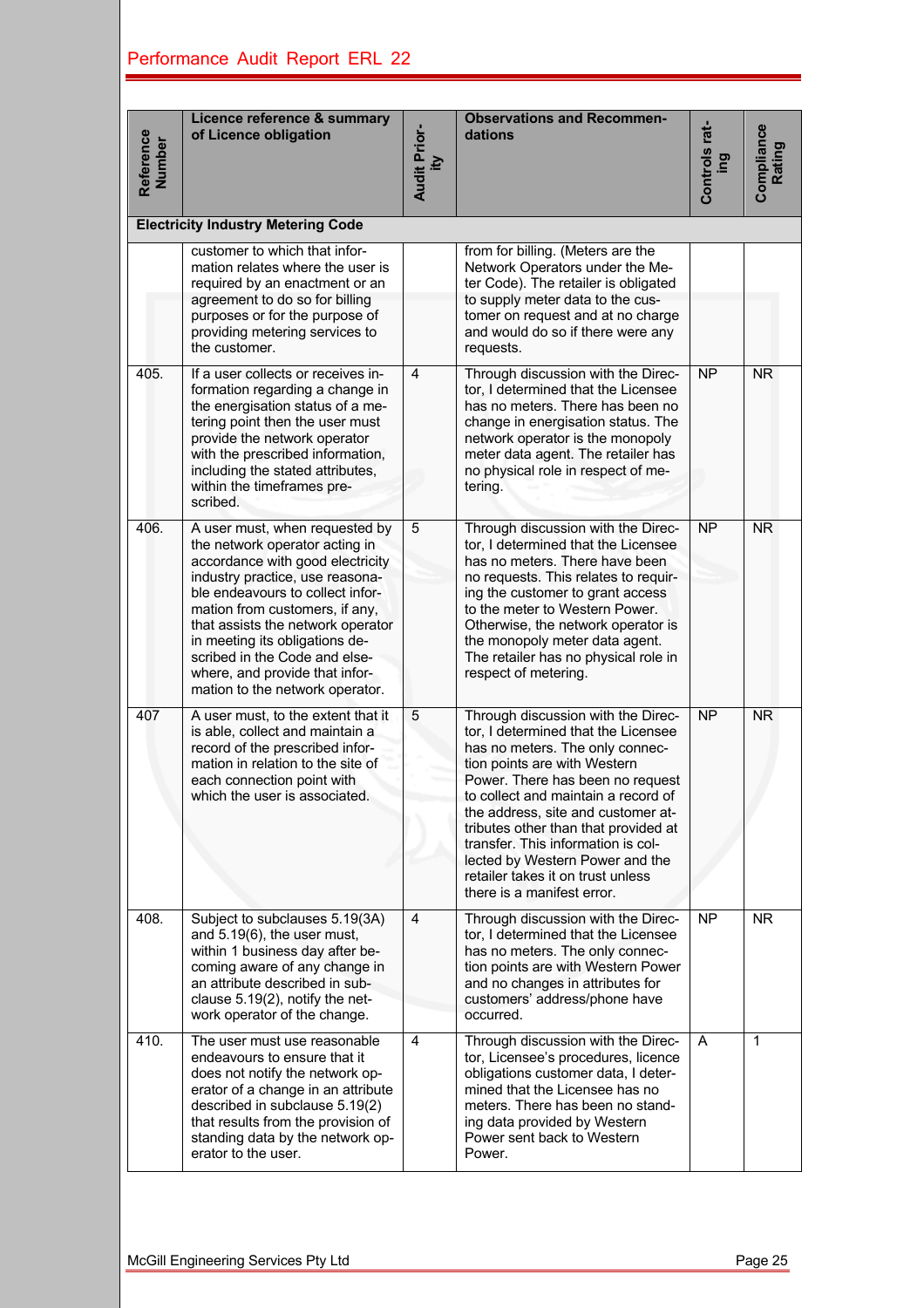| Reference Number | Licence reference & summary of Licence obligation | Audit Priority | Observations and Recommendations | Controls rating | Compliance Rating |
|---|---|---|---|---|---|
| **Electricity Industry Metering Code** | | | | | |
| | customer to which that information relates where the user is required by an enactment or an agreement to do so for billing purposes or for the purpose of providing metering services to the customer. | | from for billing. (Meters are the Network Operators under the Meter Code). The retailer is obligated to supply meter data to the customer on request and at no charge and would do so if there were any requests. | | |
| 405. | If a user collects or receives information regarding a change in the energisation status of a metering point then the user must provide the network operator with the prescribed information, including the stated attributes, within the timeframes prescribed. | 4 | Through discussion with the Director, I determined that the Licensee has no meters. There has been no change in energisation status. The network operator is the monopoly meter data agent. The retailer has no physical role in respect of metering. | NP | NR |
| 406. | A user must, when requested by the network operator acting in accordance with good electricity industry practice, use reasonable endeavours to collect information from customers, if any, that assists the network operator in meeting its obligations described in the Code and elsewhere, and provide that information to the network operator. | 5 | Through discussion with the Director, I determined that the Licensee has no meters. There have been no requests. This relates to requiring the customer to grant access to the meter to Western Power. Otherwise, the network operator is the monopoly meter data agent. The retailer has no physical role in respect of metering. | NP | NR |
| 407 | A user must, to the extent that it is able, collect and maintain a record of the prescribed information in relation to the site of each connection point with which the user is associated. | 5 | Through discussion with the Director, I determined that the Licensee has no meters. The only connection points are with Western Power. There has been no request to collect and maintain a record of the address, site and customer attributes other than that provided at transfer. This information is collected by Western Power and the retailer takes it on trust unless there is a manifest error. | NP | NR |
| 408. | Subject to subclauses 5.19(3A) and 5.19(6), the user must, within 1 business day after becoming aware of any change in an attribute described in subclause 5.19(2), notify the network operator of the change. | 4 | Through discussion with the Director, I determined that the Licensee has no meters. The only connection points are with Western Power and no changes in attributes for customers' address/phone have occurred. | NP | NR |
| 410. | The user must use reasonable endeavours to ensure that it does not notify the network operator of a change in an attribute described in subclause 5.19(2) that results from the provision of standing data by the network operator to the user. | 4 | Through discussion with the Director, Licensee's procedures, licence obligations customer data, I determined that the Licensee has no meters. There has been no standing data provided by Western Power sent back to Western Power. | A | 1 |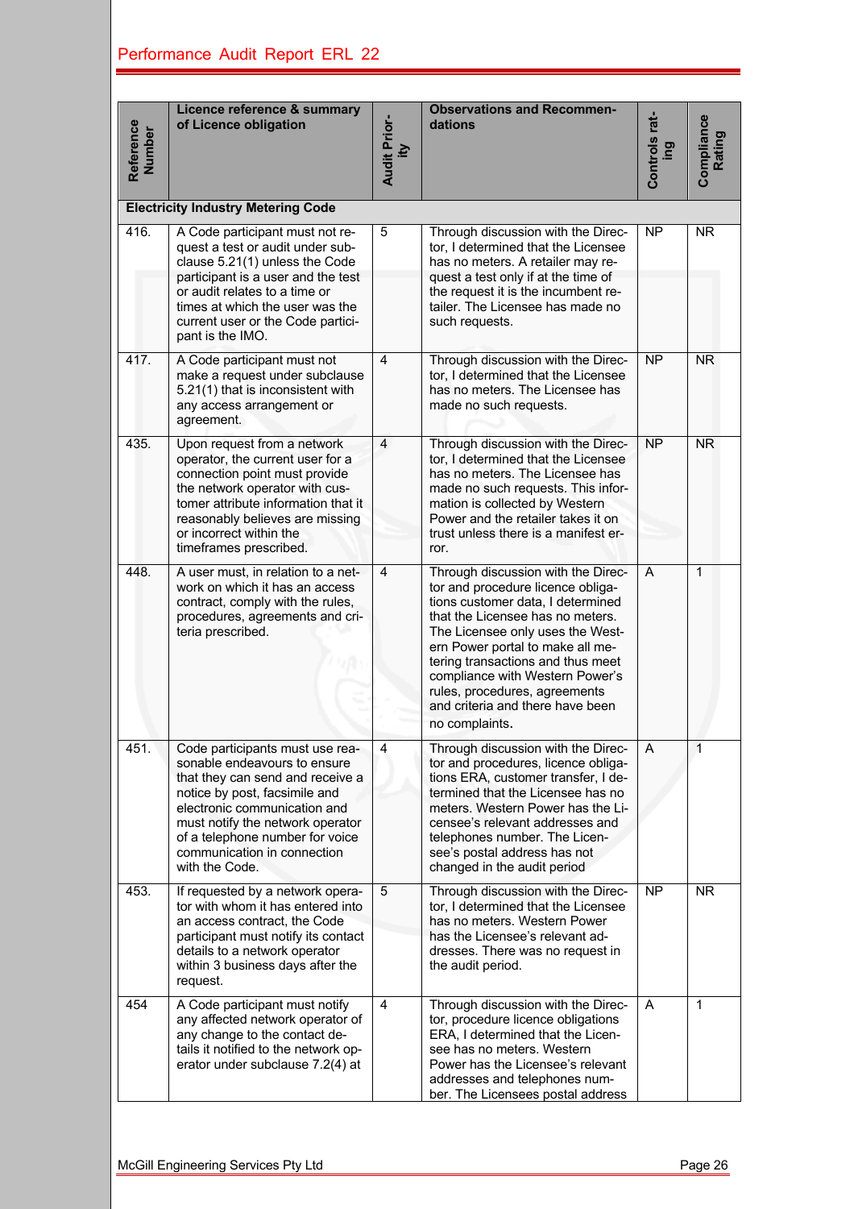| Reference Number | Licence reference & summary of Licence obligation | Audit Priority | Observations and Recommendations | Controls rating | Compliance Rating |
|---|---|---|---|---|---|
| **Electricity Industry Metering Code** | | | | | |
| 416. | A Code participant must not request a test or audit under subclause 5.21(1) unless the Code participant is a user and the test or audit relates to a time or times at which the user was the current user or the Code participant is the IMO. | 5 | Through discussion with the Director, I determined that the Licensee has no meters. A retailer may request a test only if at the time of the request it is the incumbent retailer. The Licensee has made no such requests. | NP | NR |
| 417. | A Code participant must not make a request under subclause 5.21(1) that is inconsistent with any access arrangement or agreement. | 4 | Through discussion with the Director, I determined that the Licensee has no meters. The Licensee has made no such requests. | NP | NR |
| 435. | Upon request from a network operator, the current user for a connection point must provide the network operator with customer attribute information that it reasonably believes are missing or incorrect within the timeframes prescribed. | 4 | Through discussion with the Director, I determined that the Licensee has no meters. The Licensee has made no such requests. This information is collected by Western Power and the retailer takes it on trust unless there is a manifest error. | NP | NR |
| 448. | A user must, in relation to a network on which it has an access contract, comply with the rules, procedures, agreements and criteria prescribed. | 4 | Through discussion with the Director and procedure licence obligations customer data, I determined that the Licensee has no meters. The Licensee only uses the Western Power portal to make all metering transactions and thus meet compliance with Western Power's rules, procedures, agreements and criteria and there have been no complaints. | A | 1 |
| 451. | Code participants must use reasonable endeavours to ensure that they can send and receive a notice by post, facsimile and electronic communication and must notify the network operator of a telephone number for voice communication in connection with the Code. | 4 | Through discussion with the Director and procedures, licence obligations ERA, customer transfer, I determined that the Licensee has no meters. Western Power has the Licensee's relevant addresses and telephones number. The Licensee's postal address has not changed in the audit period | A | 1 |
| 453. | If requested by a network operator with whom it has entered into an access contract, the Code participant must notify its contact details to a network operator within 3 business days after the request. | 5 | Through discussion with the Director, I determined that the Licensee has no meters. Western Power has the Licensee's relevant addresses. There was no request in the audit period. | NP | NR |
| 454 | A Code participant must notify any affected network operator of any change to the contact details it notified to the network operator under subclause 7.2(4) at | 4 | Through discussion with the Director, procedure licence obligations ERA, I determined that the Licensee has no meters. Western Power has the Licensee's relevant addresses and telephones number. The Licensees postal address | A | 1 |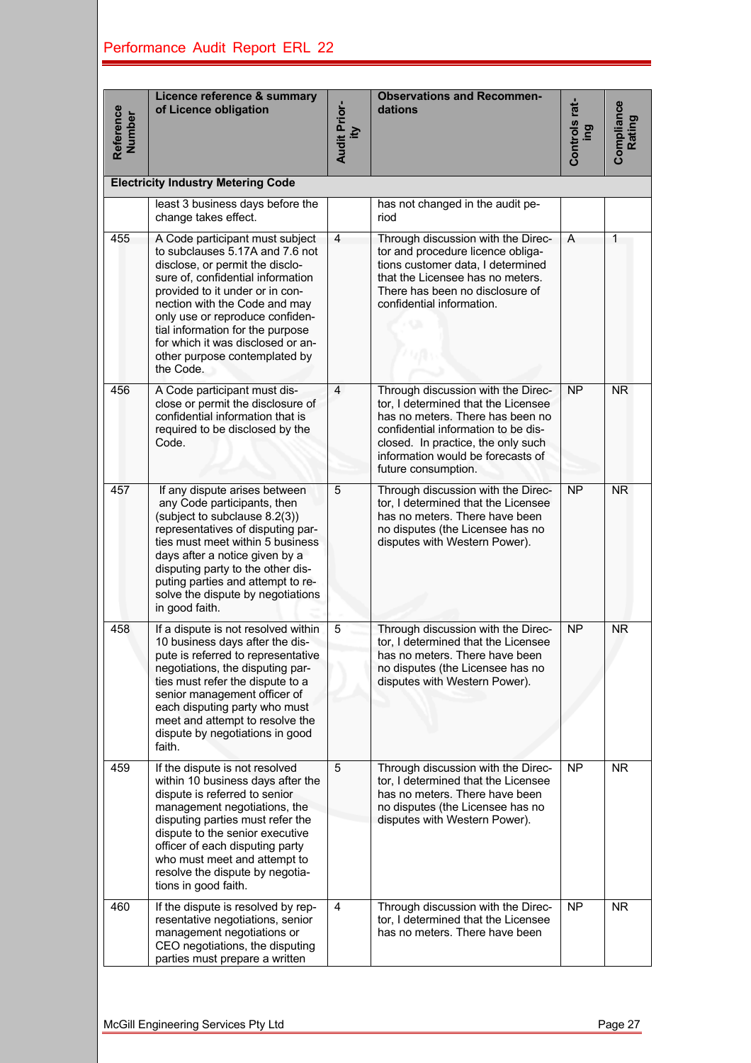| Reference Number | Licence reference & summary of Licence obligation | Audit Priority | Observations and Recommendations | Controls rating | Compliance Rating |
|---|---|---|---|---|---|
| **Electricity Industry Metering Code** | | | | | |
| | least 3 business days before the change takes effect. | | has not changed in the audit period | | |
| 455 | A Code participant must subject to subclauses 5.17A and 7.6 not disclose, or permit the disclosure of, confidential information provided to it under or in connection with the Code and may only use or reproduce confidential information for the purpose for which it was disclosed or another purpose contemplated by the Code. | 4 | Through discussion with the Director and procedure licence obligations customer data, I determined that the Licensee has no meters. There has been no disclosure of confidential information. | A | 1 |
| 456 | A Code participant must disclose or permit the disclosure of confidential information that is required to be disclosed by the Code. | 4 | Through discussion with the Director, I determined that the Licensee has no meters. There has been no confidential information to be disclosed. In practice, the only such information would be forecasts of future consumption. | NP | NR |
| 457 | If any dispute arises between any Code participants, then (subject to subclause 8.2(3)) representatives of disputing parties must meet within 5 business days after a notice given by a disputing party to the other disputing parties and attempt to resolve the dispute by negotiations in good faith. | 5 | Through discussion with the Director, I determined that the Licensee has no meters. There have been no disputes (the Licensee has no disputes with Western Power). | NP | NR |
| 458 | If a dispute is not resolved within 10 business days after the dispute is referred to representative negotiations, the disputing parties must refer the dispute to a senior management officer of each disputing party who must meet and attempt to resolve the dispute by negotiations in good faith. | 5 | Through discussion with the Director, I determined that the Licensee has no meters. There have been no disputes (the Licensee has no disputes with Western Power). | NP | NR |
| 459 | If the dispute is not resolved within 10 business days after the dispute is referred to senior management negotiations, the disputing parties must refer the dispute to the senior executive officer of each disputing party who must meet and attempt to resolve the dispute by negotiations in good faith. | 5 | Through discussion with the Director, I determined that the Licensee has no meters. There have been no disputes (the Licensee has no disputes with Western Power). | NP | NR |
| 460 | If the dispute is resolved by representative negotiations, senior management negotiations or CEO negotiations, the disputing parties must prepare a written | 4 | Through discussion with the Director, I determined that the Licensee has no meters. There have been | NP | NR |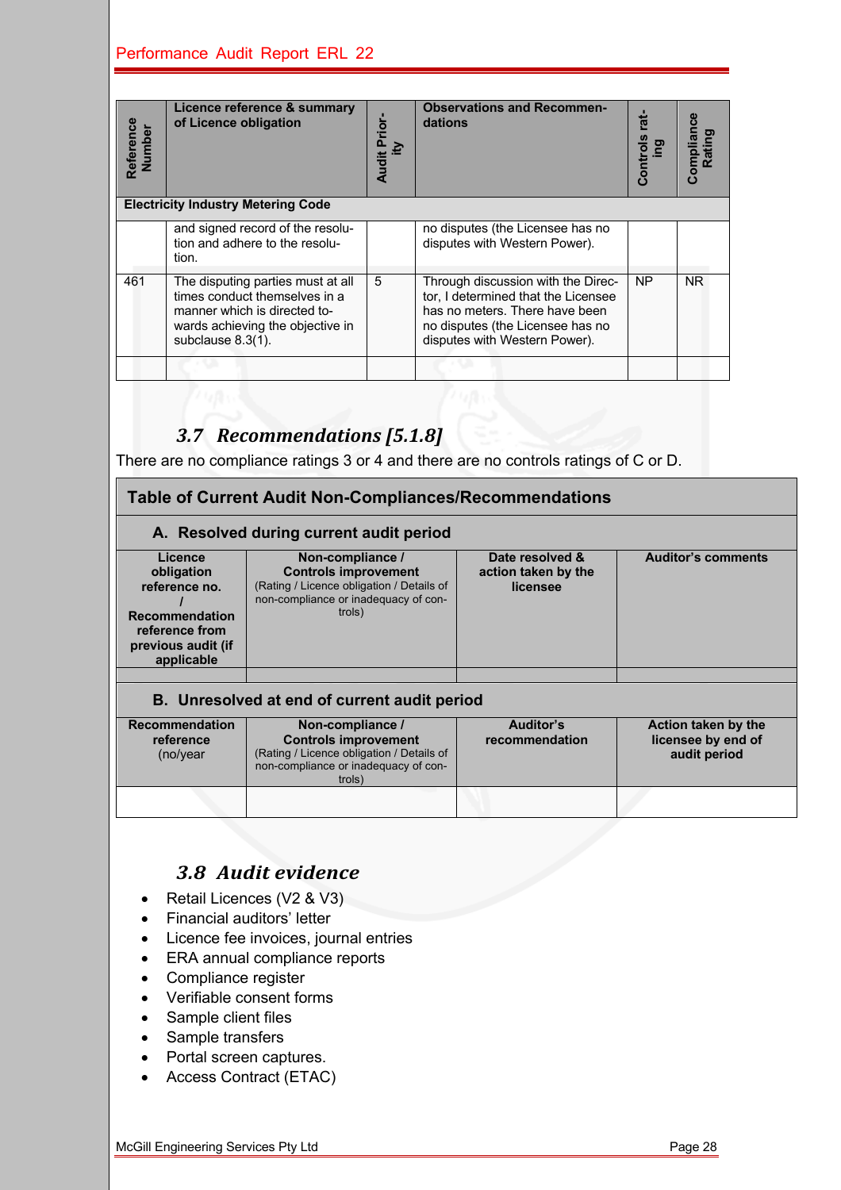| Reference Number | Licence reference & summary of Licence obligation | Audit Priority | Observations and Recommendations | Controls rating | Compliance Rating |
|---|---|---|---|---|---|
| **Electricity Industry Metering Code** | | | | | |
| | and signed record of the resolution and adhere to the resolution. | | no disputes (the Licensee has no disputes with Western Power). | | |
| 461 | The disputing parties must at all times conduct themselves in a manner which is directed towards achieving the objective in subclause 8.3(1). | 5 | Through discussion with the Director, I determined that the Licensee has no meters. There have been no disputes (the Licensee has no disputes with Western Power). | NP | NR |
| | | | | | |

## 3.7 Recommendations [5.1.8]

There are no compliance ratings 3 or 4 and there are no controls ratings of C or D.

**Table of Current Audit Non-Compliances/Recommendations**

**A. Resolved during current audit period**

| Licence obligation reference no. / Recommendation reference from previous audit (if applicable | Non-compliance / Controls improvement (Rating / Licence obligation / Details of non-compliance or inadequacy of controls) | Date resolved & action taken by the licensee | Auditor's comments |
|---|---|---|---|
| | | | |

**B. Unresolved at end of current audit period**

| Recommendation reference (no/year | Non-compliance / Controls improvement (Rating / Licence obligation / Details of non-compliance or inadequacy of controls) | Auditor's recommendation | Action taken by the licensee by end of audit period |
|---|---|---|---|
| | | | |

## 3.8 Audit evidence

- Retail Licences (V2 & V3)
- Financial auditors' letter
- Licence fee invoices, journal entries
- ERA annual compliance reports
- Compliance register
- Verifiable consent forms
- Sample client files
- Sample transfers
- Portal screen captures.
- Access Contract (ETAC)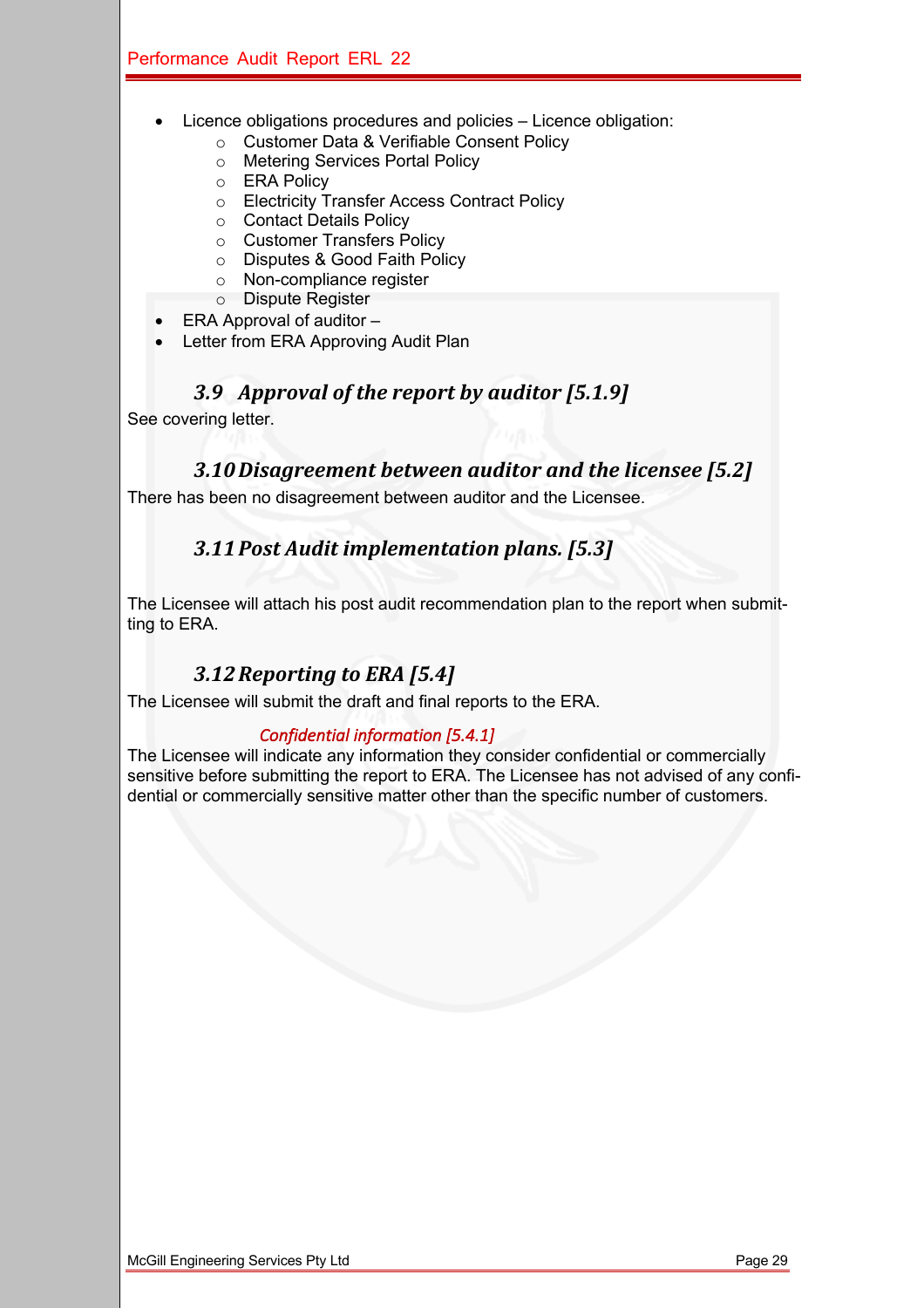- Licence obligations procedures and policies – Licence obligation:
  - Customer Data & Verifiable Consent Policy
  - Metering Services Portal Policy
  - ERA Policy
  - Electricity Transfer Access Contract Policy
  - Contact Details Policy
  - Customer Transfers Policy
  - Disputes & Good Faith Policy
  - Non-compliance register
  - Dispute Register
- ERA Approval of auditor –
- Letter from ERA Approving Audit Plan

### 3.9 Approval of the report by auditor [5.1.9]

See covering letter.

### 3.10 Disagreement between auditor and the licensee [5.2]

There has been no disagreement between auditor and the Licensee.

### 3.11 Post Audit implementation plans. [5.3]

The Licensee will attach his post audit recommendation plan to the report when submitting to ERA.

### 3.12 Reporting to ERA [5.4]

The Licensee will submit the draft and final reports to the ERA.

#### *Confidential information [5.4.1]*

The Licensee will indicate any information they consider confidential or commercially sensitive before submitting the report to ERA. The Licensee has not advised of any confidential or commercially sensitive matter other than the specific number of customers.